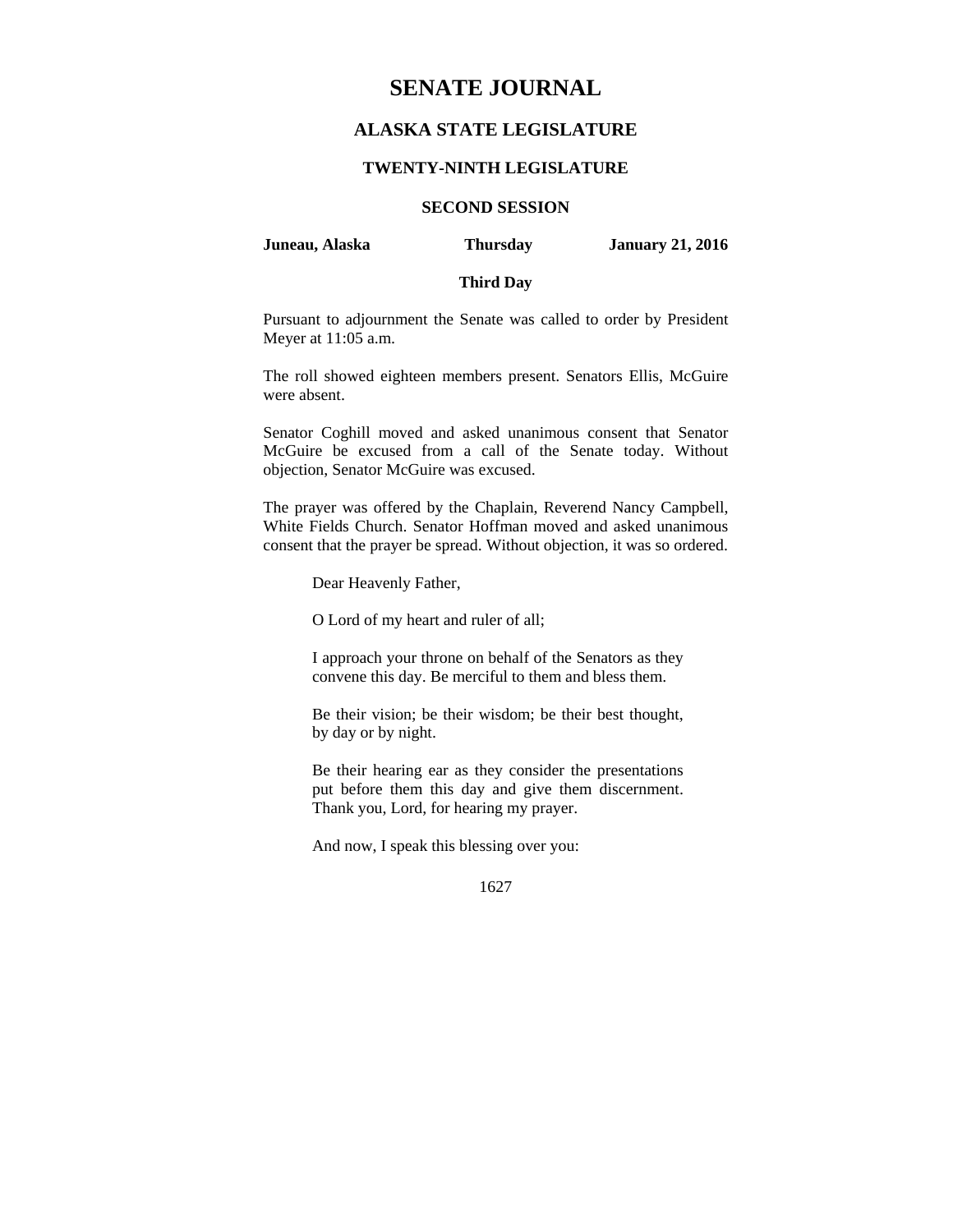# SENATE JOURNAL

## ALASKA STATE LEGISLATURE

### TWENTY-NINTH LEGISLATURE

### SECOND SESSION

**Juneau, Alaska** **Thursday** **January 21, 2016**

**Third Day**

Pursuant to adjournment the Senate was called to order by President Meyer at 11:05 a.m.

The roll showed eighteen members present. Senators Ellis, McGuire were absent.

Senator Coghill moved and asked unanimous consent that Senator McGuire be excused from a call of the Senate today. Without objection, Senator McGuire was excused.

The prayer was offered by the Chaplain, Reverend Nancy Campbell, White Fields Church. Senator Hoffman moved and asked unanimous consent that the prayer be spread. Without objection, it was so ordered.

> Dear Heavenly Father,
>
> O Lord of my heart and ruler of all;
>
> I approach your throne on behalf of the Senators as they convene this day. Be merciful to them and bless them.
>
> Be their vision; be their wisdom; be their best thought, by day or by night.
>
> Be their hearing ear as they consider the presentations put before them this day and give them discernment. Thank you, Lord, for hearing my prayer.
>
> And now, I speak this blessing over you: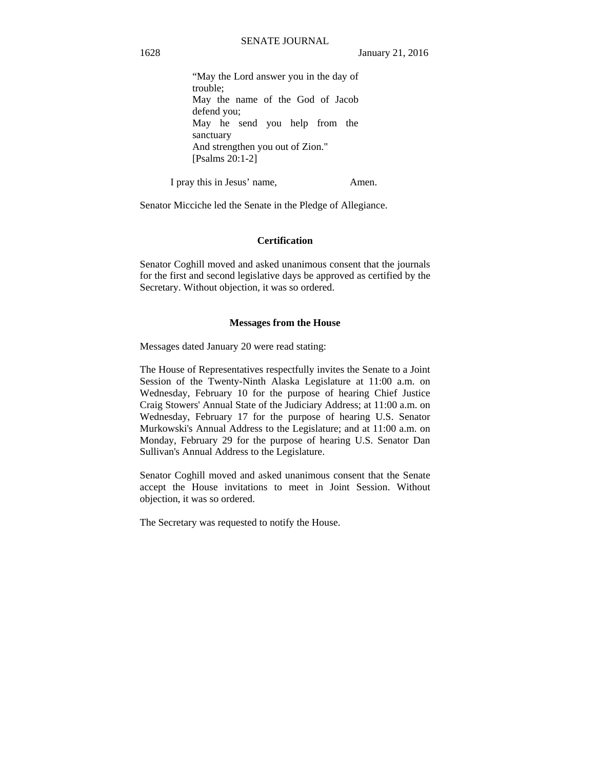"May the Lord answer you in the day of trouble;
May the name of the God of Jacob defend you;
May he send you help from the sanctuary
And strengthen you out of Zion."
[Psalms 20:1-2]

I pray this in Jesus' name, Amen.

Senator Micciche led the Senate in the Pledge of Allegiance.

**Certification**

Senator Coghill moved and asked unanimous consent that the journals for the first and second legislative days be approved as certified by the Secretary. Without objection, it was so ordered.

**Messages from the House**

Messages dated January 20 were read stating:

The House of Representatives respectfully invites the Senate to a Joint Session of the Twenty-Ninth Alaska Legislature at 11:00 a.m. on Wednesday, February 10 for the purpose of hearing Chief Justice Craig Stowers' Annual State of the Judiciary Address; at 11:00 a.m. on Wednesday, February 17 for the purpose of hearing U.S. Senator Murkowski's Annual Address to the Legislature; and at 11:00 a.m. on Monday, February 29 for the purpose of hearing U.S. Senator Dan Sullivan's Annual Address to the Legislature.

Senator Coghill moved and asked unanimous consent that the Senate accept the House invitations to meet in Joint Session. Without objection, it was so ordered.

The Secretary was requested to notify the House.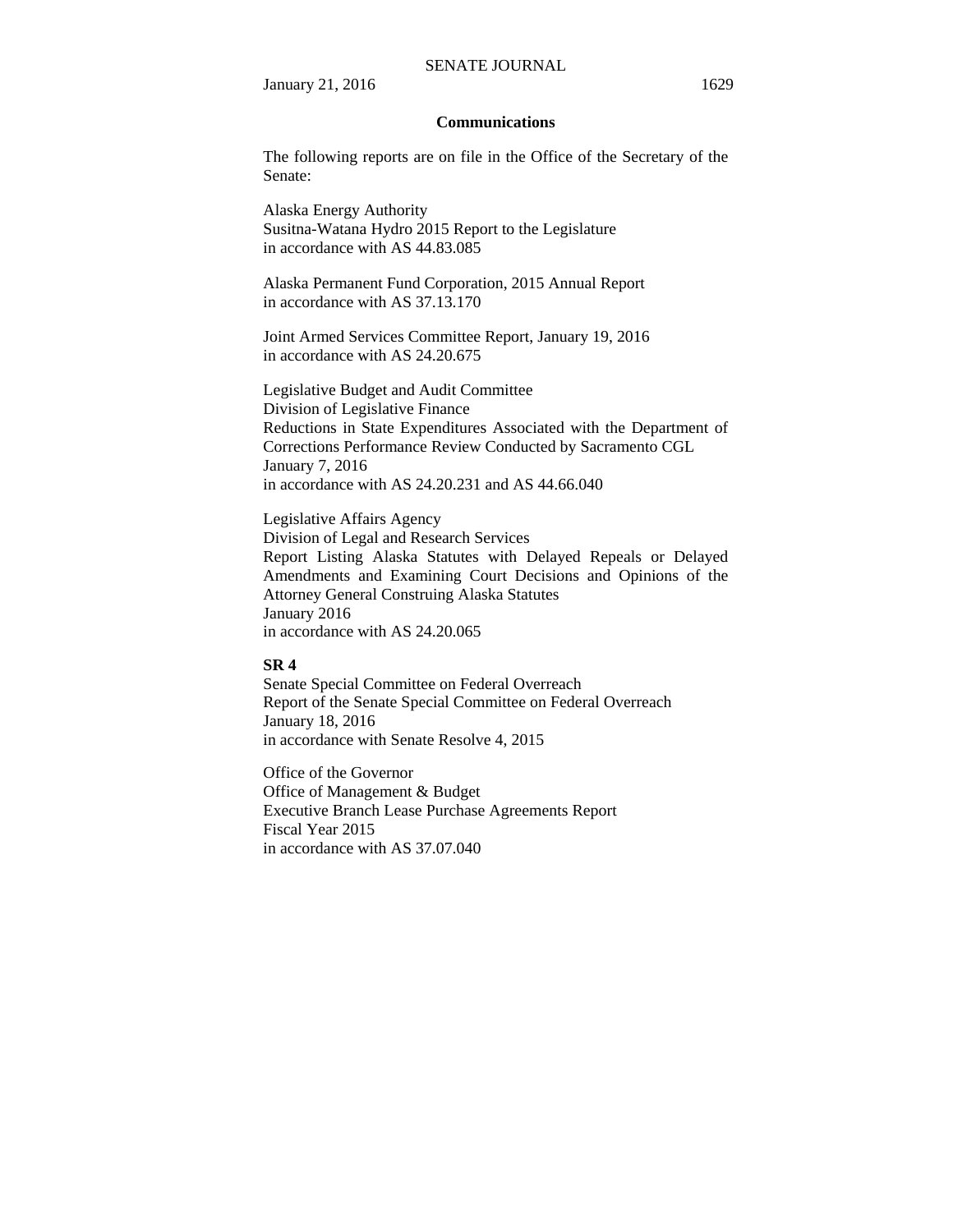## Communications

The following reports are on file in the Office of the Secretary of the Senate:

Alaska Energy Authority
Susitna-Watana Hydro 2015 Report to the Legislature
in accordance with AS 44.83.085

Alaska Permanent Fund Corporation, 2015 Annual Report
in accordance with AS 37.13.170

Joint Armed Services Committee Report, January 19, 2016
in accordance with AS 24.20.675

Legislative Budget and Audit Committee
Division of Legislative Finance
Reductions in State Expenditures Associated with the Department of Corrections Performance Review Conducted by Sacramento CGL
January 7, 2016
in accordance with AS 24.20.231 and AS 44.66.040

Legislative Affairs Agency
Division of Legal and Research Services
Report Listing Alaska Statutes with Delayed Repeals or Delayed Amendments and Examining Court Decisions and Opinions of the Attorney General Construing Alaska Statutes
January 2016
in accordance with AS 24.20.065

**SR 4**
Senate Special Committee on Federal Overreach
Report of the Senate Special Committee on Federal Overreach
January 18, 2016
in accordance with Senate Resolve 4, 2015

Office of the Governor
Office of Management & Budget
Executive Branch Lease Purchase Agreements Report
Fiscal Year 2015
in accordance with AS 37.07.040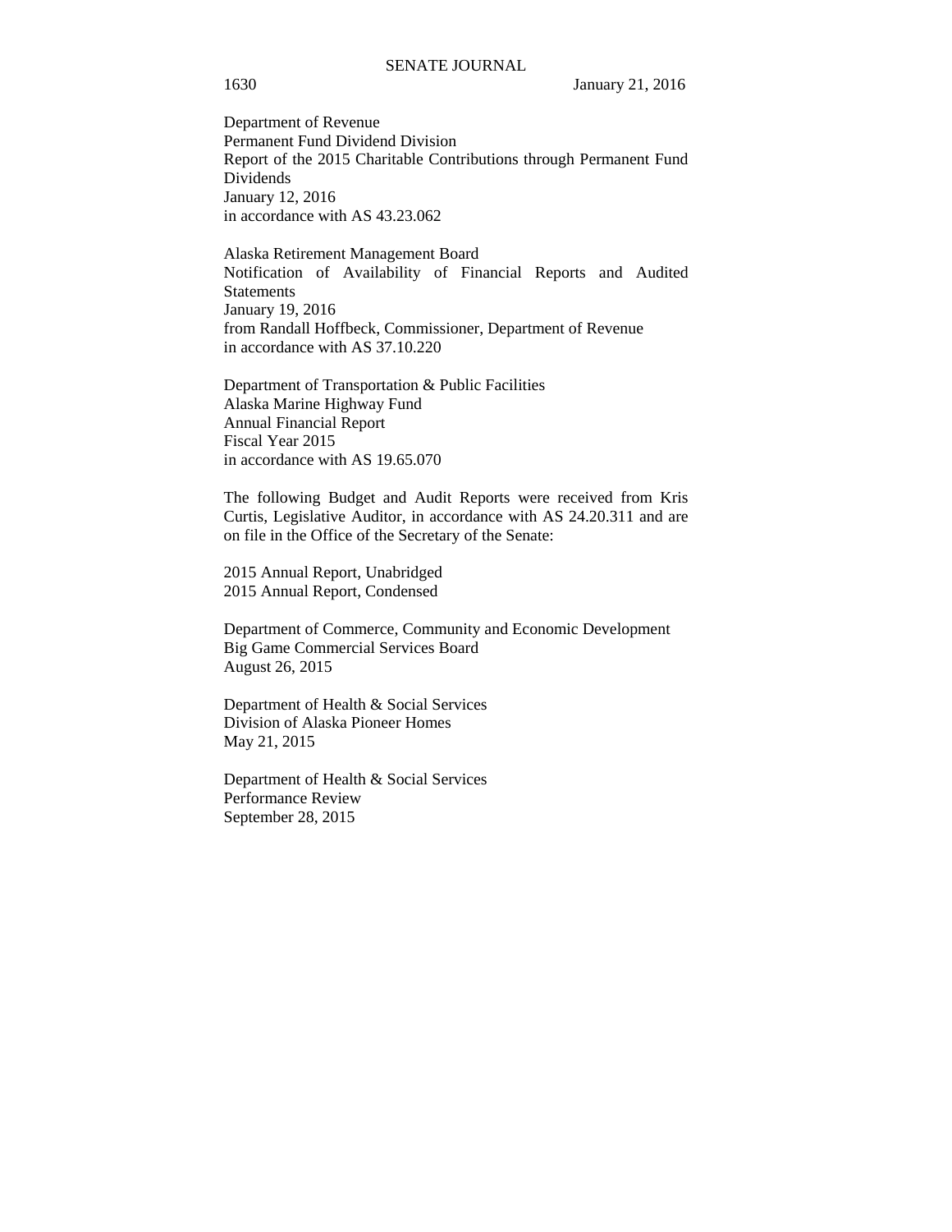Department of Revenue
Permanent Fund Dividend Division
Report of the 2015 Charitable Contributions through Permanent Fund Dividends
January 12, 2016
in accordance with AS 43.23.062

Alaska Retirement Management Board
Notification of Availability of Financial Reports and Audited Statements
January 19, 2016
from Randall Hoffbeck, Commissioner, Department of Revenue
in accordance with AS 37.10.220

Department of Transportation & Public Facilities
Alaska Marine Highway Fund
Annual Financial Report
Fiscal Year 2015
in accordance with AS 19.65.070

The following Budget and Audit Reports were received from Kris Curtis, Legislative Auditor, in accordance with AS 24.20.311 and are on file in the Office of the Secretary of the Senate:

2015 Annual Report, Unabridged
2015 Annual Report, Condensed

Department of Commerce, Community and Economic Development
Big Game Commercial Services Board
August 26, 2015

Department of Health & Social Services
Division of Alaska Pioneer Homes
May 21, 2015

Department of Health & Social Services
Performance Review
September 28, 2015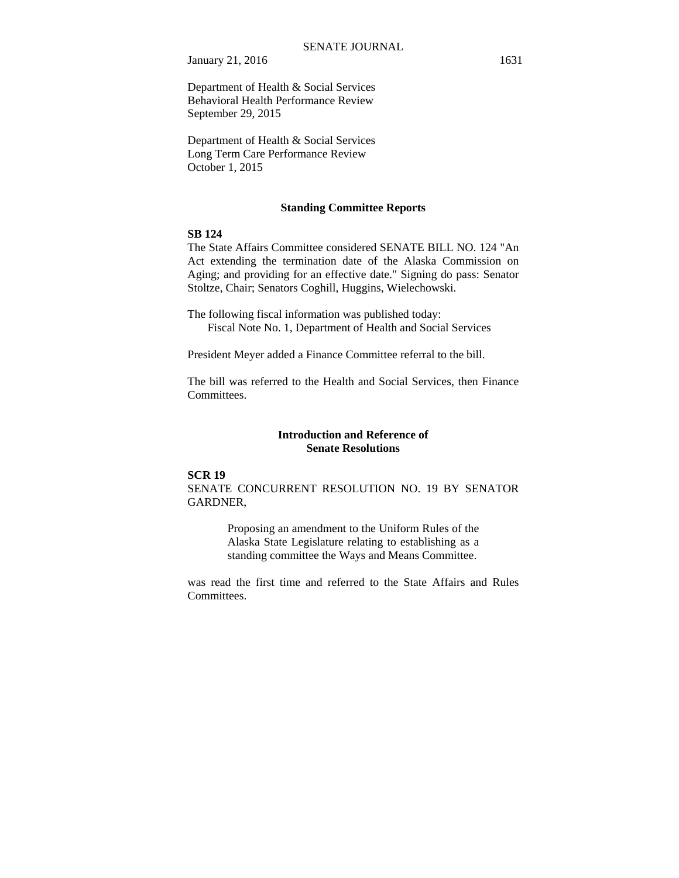Department of Health & Social Services
Behavioral Health Performance Review
September 29, 2015

Department of Health & Social Services
Long Term Care Performance Review
October 1, 2015

## Standing Committee Reports

**SB 124**

The State Affairs Committee considered SENATE BILL NO. 124 "An Act extending the termination date of the Alaska Commission on Aging; and providing for an effective date." Signing do pass: Senator Stoltze, Chair; Senators Coghill, Huggins, Wielechowski.

The following fiscal information was published today:
Fiscal Note No. 1, Department of Health and Social Services

President Meyer added a Finance Committee referral to the bill.

The bill was referred to the Health and Social Services, then Finance Committees.

## Introduction and Reference of Senate Resolutions

**SCR 19**

SENATE CONCURRENT RESOLUTION NO. 19 BY SENATOR GARDNER,

> Proposing an amendment to the Uniform Rules of the Alaska State Legislature relating to establishing as a standing committee the Ways and Means Committee.

was read the first time and referred to the State Affairs and Rules Committees.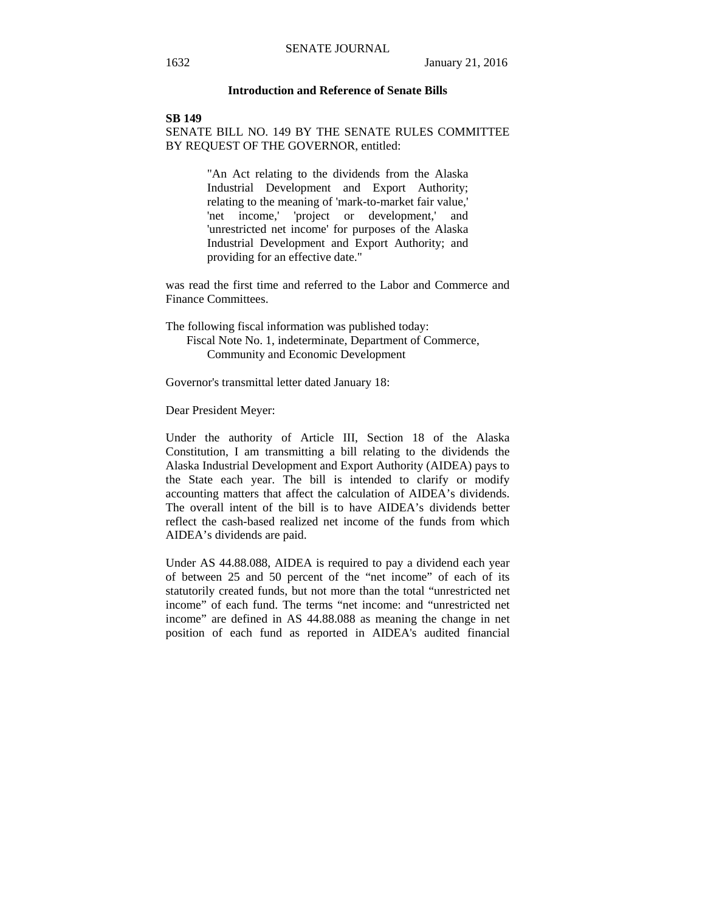### Introduction and Reference of Senate Bills

**SB 149**

SENATE BILL NO. 149 BY THE SENATE RULES COMMITTEE BY REQUEST OF THE GOVERNOR, entitled:

> "An Act relating to the dividends from the Alaska Industrial Development and Export Authority; relating to the meaning of 'mark-to-market fair value,' 'net income,' 'project or development,' and 'unrestricted net income' for purposes of the Alaska Industrial Development and Export Authority; and providing for an effective date."

was read the first time and referred to the Labor and Commerce and Finance Committees.

The following fiscal information was published today:

Fiscal Note No. 1, indeterminate, Department of Commerce, Community and Economic Development

Governor's transmittal letter dated January 18:

Dear President Meyer:

Under the authority of Article III, Section 18 of the Alaska Constitution, I am transmitting a bill relating to the dividends the Alaska Industrial Development and Export Authority (AIDEA) pays to the State each year. The bill is intended to clarify or modify accounting matters that affect the calculation of AIDEA's dividends. The overall intent of the bill is to have AIDEA's dividends better reflect the cash-based realized net income of the funds from which AIDEA's dividends are paid.

Under AS 44.88.088, AIDEA is required to pay a dividend each year of between 25 and 50 percent of the "net income" of each of its statutorily created funds, but not more than the total "unrestricted net income" of each fund. The terms "net income: and "unrestricted net income" are defined in AS 44.88.088 as meaning the change in net position of each fund as reported in AIDEA's audited financial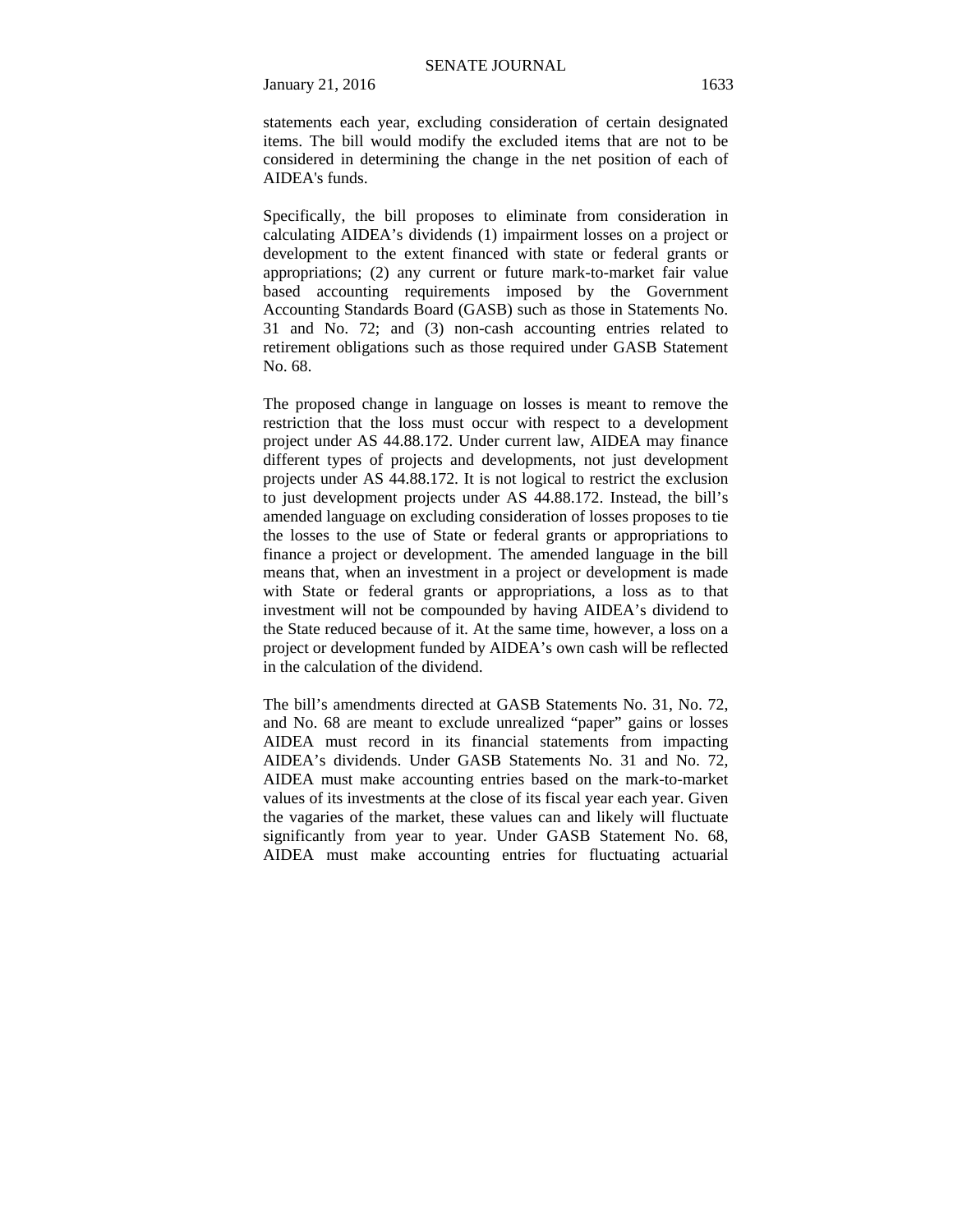statements each year, excluding consideration of certain designated items. The bill would modify the excluded items that are not to be considered in determining the change in the net position of each of AIDEA's funds.

Specifically, the bill proposes to eliminate from consideration in calculating AIDEA’s dividends (1) impairment losses on a project or development to the extent financed with state or federal grants or appropriations; (2) any current or future mark-to-market fair value based accounting requirements imposed by the Government Accounting Standards Board (GASB) such as those in Statements No. 31 and No. 72; and (3) non-cash accounting entries related to retirement obligations such as those required under GASB Statement No. 68.

The proposed change in language on losses is meant to remove the restriction that the loss must occur with respect to a development project under AS 44.88.172. Under current law, AIDEA may finance different types of projects and developments, not just development projects under AS 44.88.172. It is not logical to restrict the exclusion to just development projects under AS 44.88.172. Instead, the bill’s amended language on excluding consideration of losses proposes to tie the losses to the use of State or federal grants or appropriations to finance a project or development. The amended language in the bill means that, when an investment in a project or development is made with State or federal grants or appropriations, a loss as to that investment will not be compounded by having AIDEA’s dividend to the State reduced because of it. At the same time, however, a loss on a project or development funded by AIDEA’s own cash will be reflected in the calculation of the dividend.

The bill’s amendments directed at GASB Statements No. 31, No. 72, and No. 68 are meant to exclude unrealized “paper” gains or losses AIDEA must record in its financial statements from impacting AIDEA’s dividends. Under GASB Statements No. 31 and No. 72, AIDEA must make accounting entries based on the mark-to-market values of its investments at the close of its fiscal year each year. Given the vagaries of the market, these values can and likely will fluctuate significantly from year to year. Under GASB Statement No. 68, AIDEA must make accounting entries for fluctuating actuarial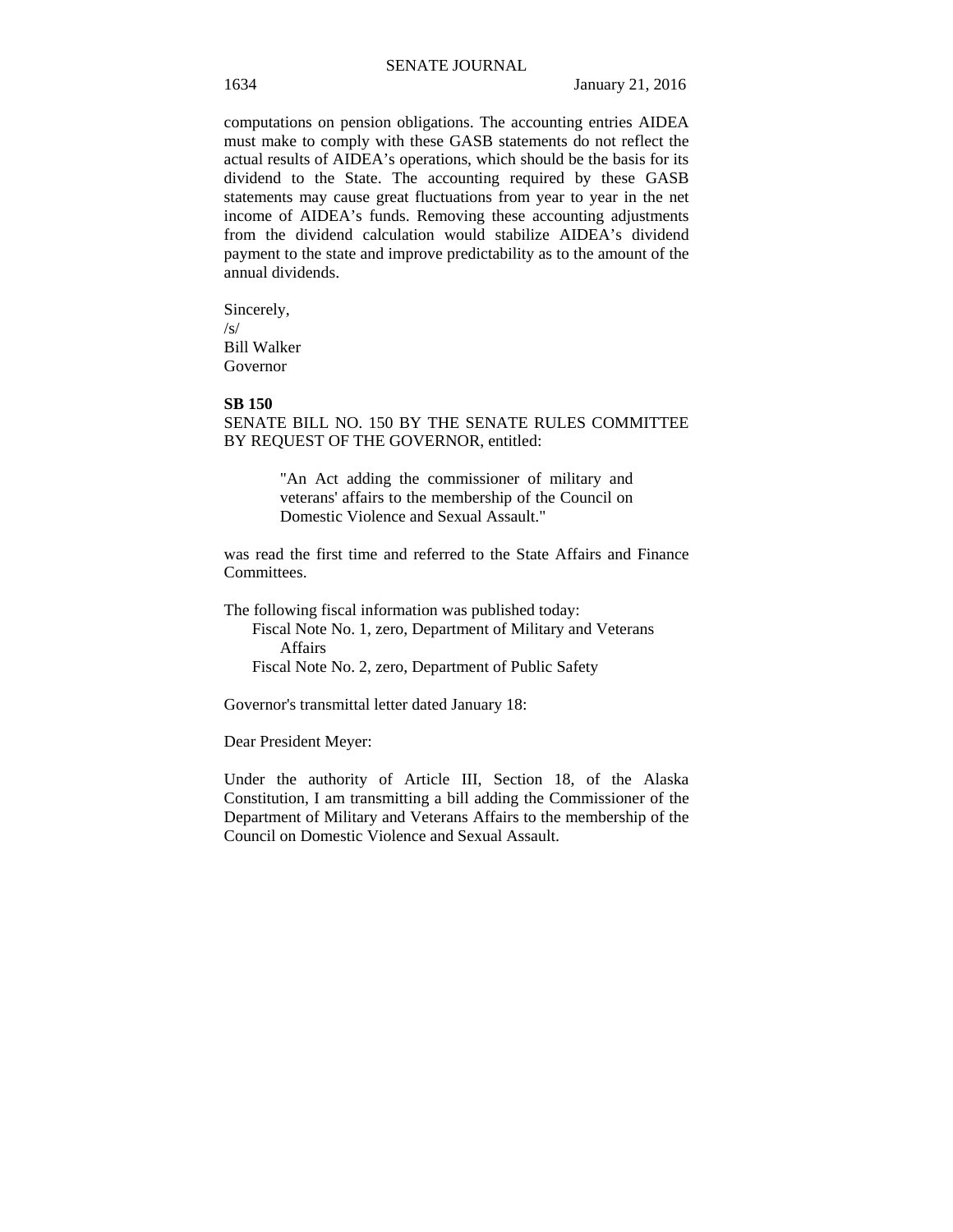computations on pension obligations. The accounting entries AIDEA must make to comply with these GASB statements do not reflect the actual results of AIDEA's operations, which should be the basis for its dividend to the State. The accounting required by these GASB statements may cause great fluctuations from year to year in the net income of AIDEA's funds. Removing these accounting adjustments from the dividend calculation would stabilize AIDEA's dividend payment to the state and improve predictability as to the amount of the annual dividends.

Sincerely,
/s/
Bill Walker
Governor

**SB 150**

SENATE BILL NO. 150 BY THE SENATE RULES COMMITTEE BY REQUEST OF THE GOVERNOR, entitled:

> "An Act adding the commissioner of military and veterans' affairs to the membership of the Council on Domestic Violence and Sexual Assault."

was read the first time and referred to the State Affairs and Finance Committees.

The following fiscal information was published today:

- Fiscal Note No. 1, zero, Department of Military and Veterans Affairs
- Fiscal Note No. 2, zero, Department of Public Safety

Governor's transmittal letter dated January 18:

Dear President Meyer:

Under the authority of Article III, Section 18, of the Alaska Constitution, I am transmitting a bill adding the Commissioner of the Department of Military and Veterans Affairs to the membership of the Council on Domestic Violence and Sexual Assault.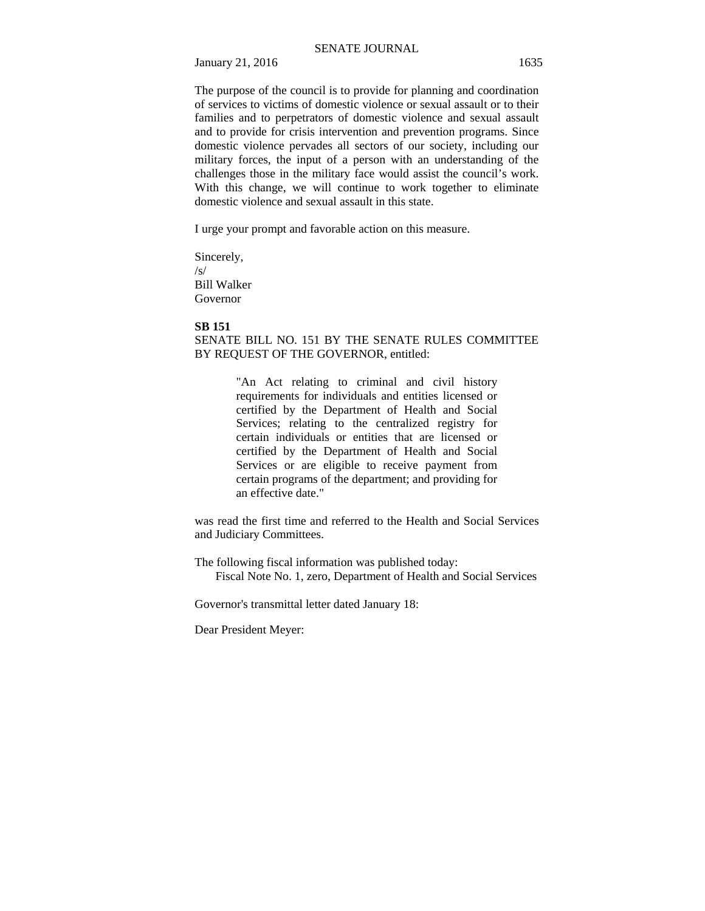The purpose of the council is to provide for planning and coordination of services to victims of domestic violence or sexual assault or to their families and to perpetrators of domestic violence and sexual assault and to provide for crisis intervention and prevention programs. Since domestic violence pervades all sectors of our society, including our military forces, the input of a person with an understanding of the challenges those in the military face would assist the council's work. With this change, we will continue to work together to eliminate domestic violence and sexual assault in this state.

I urge your prompt and favorable action on this measure.

Sincerely,
/s/
Bill Walker
Governor

**SB 151**

SENATE BILL NO. 151 BY THE SENATE RULES COMMITTEE BY REQUEST OF THE GOVERNOR, entitled:

> "An Act relating to criminal and civil history requirements for individuals and entities licensed or certified by the Department of Health and Social Services; relating to the centralized registry for certain individuals or entities that are licensed or certified by the Department of Health and Social Services or are eligible to receive payment from certain programs of the department; and providing for an effective date."

was read the first time and referred to the Health and Social Services and Judiciary Committees.

The following fiscal information was published today:
Fiscal Note No. 1, zero, Department of Health and Social Services

Governor's transmittal letter dated January 18:

Dear President Meyer: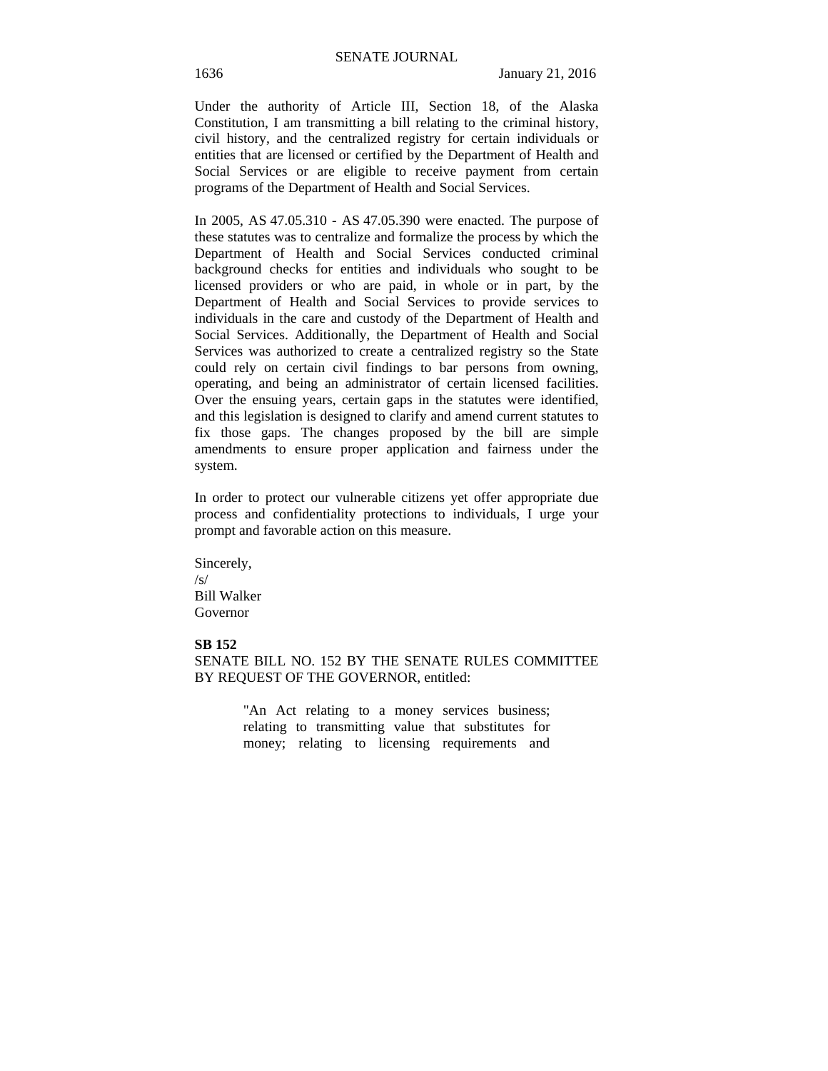Under the authority of Article III, Section 18, of the Alaska Constitution, I am transmitting a bill relating to the criminal history, civil history, and the centralized registry for certain individuals or entities that are licensed or certified by the Department of Health and Social Services or are eligible to receive payment from certain programs of the Department of Health and Social Services.

In 2005, AS 47.05.310 - AS 47.05.390 were enacted. The purpose of these statutes was to centralize and formalize the process by which the Department of Health and Social Services conducted criminal background checks for entities and individuals who sought to be licensed providers or who are paid, in whole or in part, by the Department of Health and Social Services to provide services to individuals in the care and custody of the Department of Health and Social Services. Additionally, the Department of Health and Social Services was authorized to create a centralized registry so the State could rely on certain civil findings to bar persons from owning, operating, and being an administrator of certain licensed facilities. Over the ensuing years, certain gaps in the statutes were identified, and this legislation is designed to clarify and amend current statutes to fix those gaps. The changes proposed by the bill are simple amendments to ensure proper application and fairness under the system.

In order to protect our vulnerable citizens yet offer appropriate due process and confidentiality protections to individuals, I urge your prompt and favorable action on this measure.

Sincerely,
/s/
Bill Walker
Governor

**SB 152**

SENATE BILL NO. 152 BY THE SENATE RULES COMMITTEE BY REQUEST OF THE GOVERNOR, entitled:

> "An Act relating to a money services business; relating to transmitting value that substitutes for money; relating to licensing requirements and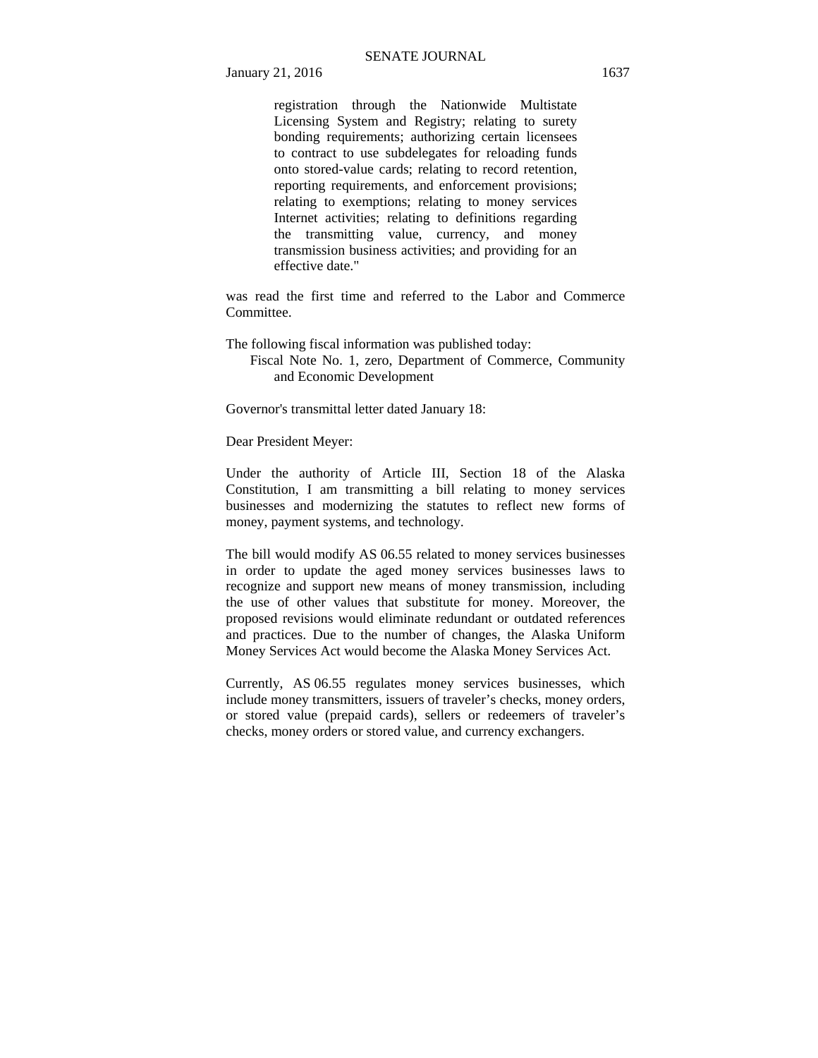registration through the Nationwide Multistate Licensing System and Registry; relating to surety bonding requirements; authorizing certain licensees to contract to use subdelegates for reloading funds onto stored-value cards; relating to record retention, reporting requirements, and enforcement provisions; relating to exemptions; relating to money services Internet activities; relating to definitions regarding the transmitting value, currency, and money transmission business activities; and providing for an effective date."

was read the first time and referred to the Labor and Commerce Committee.

The following fiscal information was published today:

Fiscal Note No. 1, zero, Department of Commerce, Community and Economic Development

Governor's transmittal letter dated January 18:

Dear President Meyer:

Under the authority of Article III, Section 18 of the Alaska Constitution, I am transmitting a bill relating to money services businesses and modernizing the statutes to reflect new forms of money, payment systems, and technology.

The bill would modify AS 06.55 related to money services businesses in order to update the aged money services businesses laws to recognize and support new means of money transmission, including the use of other values that substitute for money. Moreover, the proposed revisions would eliminate redundant or outdated references and practices. Due to the number of changes, the Alaska Uniform Money Services Act would become the Alaska Money Services Act.

Currently, AS 06.55 regulates money services businesses, which include money transmitters, issuers of traveler's checks, money orders, or stored value (prepaid cards), sellers or redeemers of traveler's checks, money orders or stored value, and currency exchangers.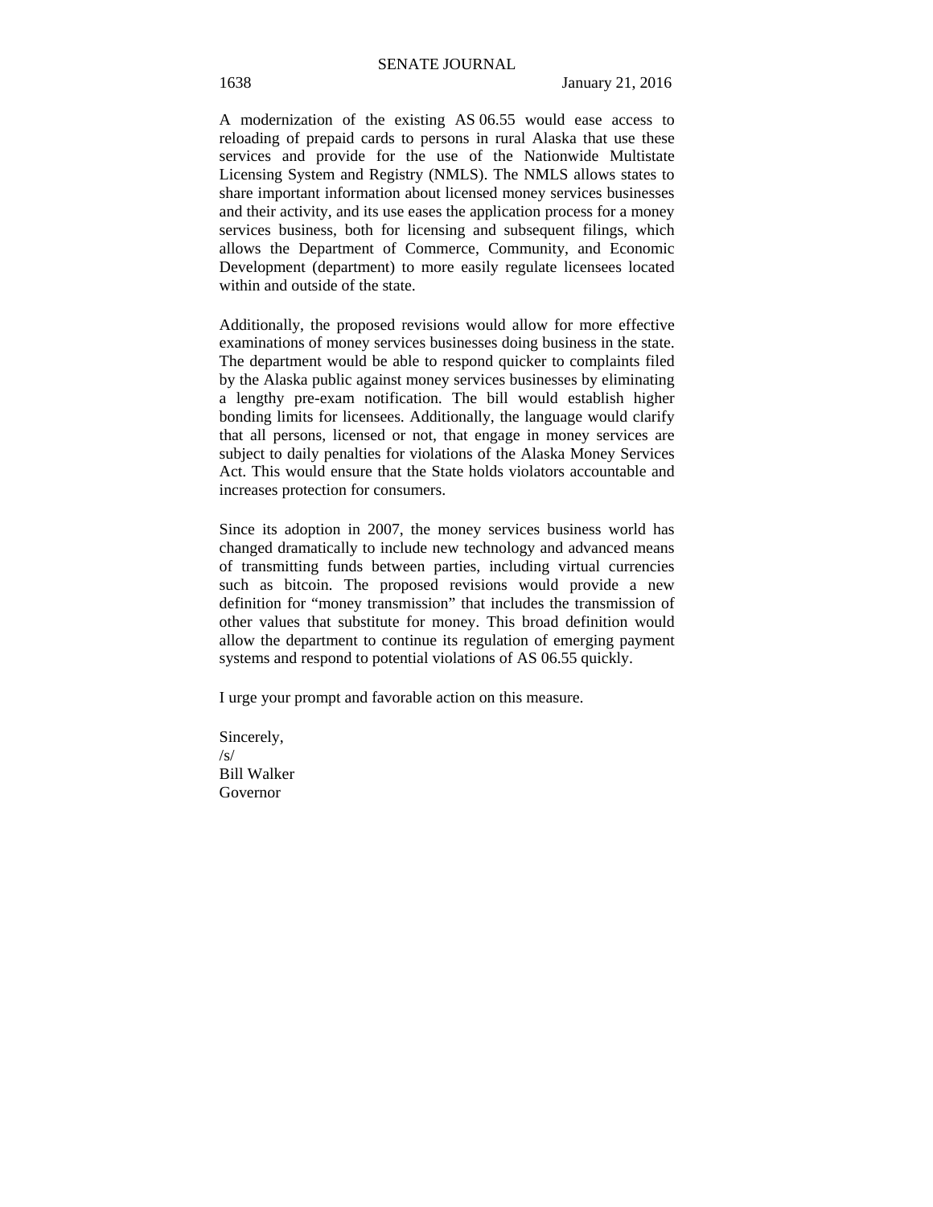A modernization of the existing AS 06.55 would ease access to reloading of prepaid cards to persons in rural Alaska that use these services and provide for the use of the Nationwide Multistate Licensing System and Registry (NMLS). The NMLS allows states to share important information about licensed money services businesses and their activity, and its use eases the application process for a money services business, both for licensing and subsequent filings, which allows the Department of Commerce, Community, and Economic Development (department) to more easily regulate licensees located within and outside of the state.

Additionally, the proposed revisions would allow for more effective examinations of money services businesses doing business in the state. The department would be able to respond quicker to complaints filed by the Alaska public against money services businesses by eliminating a lengthy pre-exam notification. The bill would establish higher bonding limits for licensees. Additionally, the language would clarify that all persons, licensed or not, that engage in money services are subject to daily penalties for violations of the Alaska Money Services Act. This would ensure that the State holds violators accountable and increases protection for consumers.

Since its adoption in 2007, the money services business world has changed dramatically to include new technology and advanced means of transmitting funds between parties, including virtual currencies such as bitcoin. The proposed revisions would provide a new definition for "money transmission" that includes the transmission of other values that substitute for money. This broad definition would allow the department to continue its regulation of emerging payment systems and respond to potential violations of AS 06.55 quickly.

I urge your prompt and favorable action on this measure.

Sincerely,
/s/
Bill Walker
Governor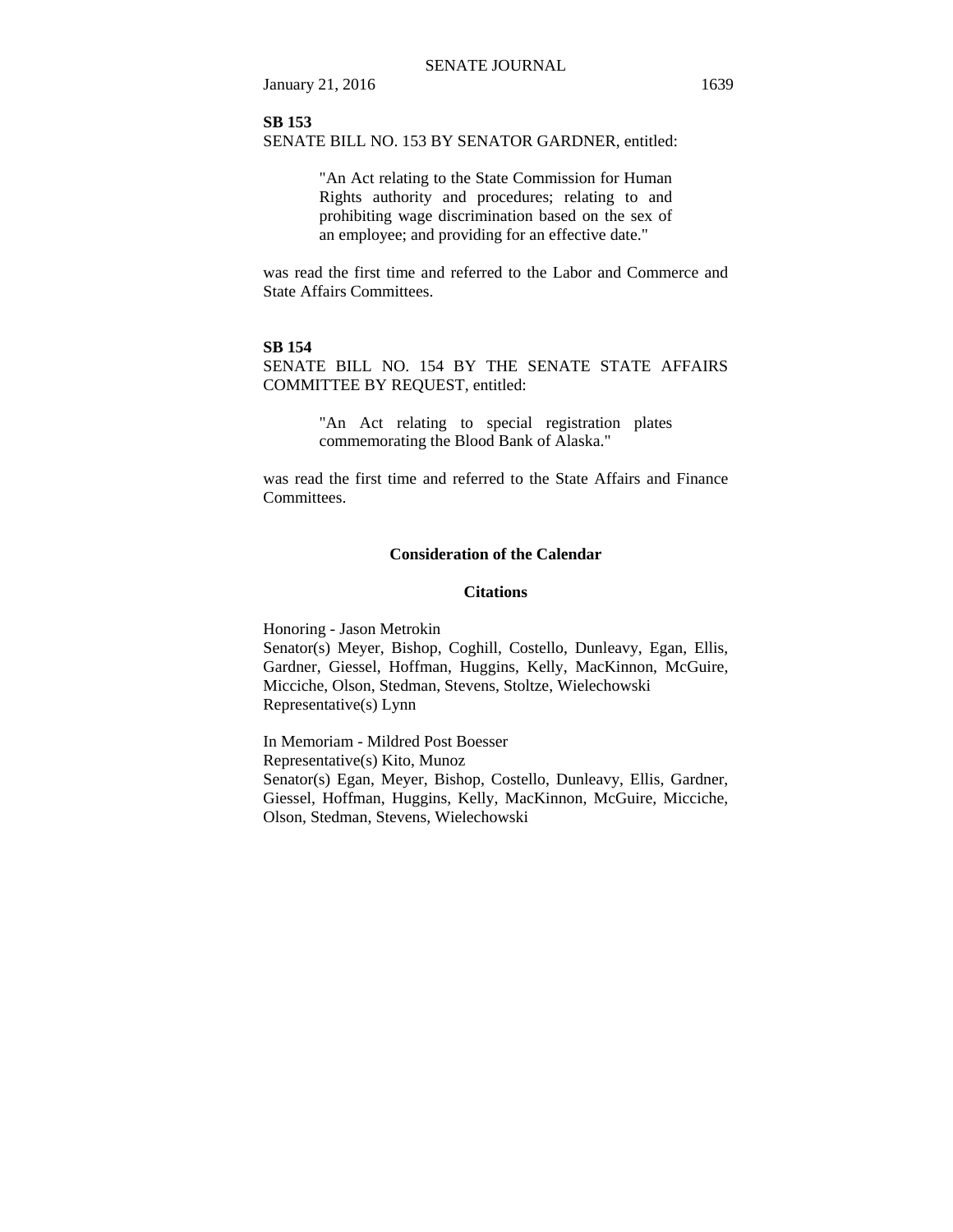**SB 153**

SENATE BILL NO. 153 BY SENATOR GARDNER, entitled:

> "An Act relating to the State Commission for Human Rights authority and procedures; relating to and prohibiting wage discrimination based on the sex of an employee; and providing for an effective date."

was read the first time and referred to the Labor and Commerce and State Affairs Committees.

**SB 154**

SENATE BILL NO. 154 BY THE SENATE STATE AFFAIRS COMMITTEE BY REQUEST, entitled:

> "An Act relating to special registration plates commemorating the Blood Bank of Alaska."

was read the first time and referred to the State Affairs and Finance Committees.

## Consideration of the Calendar

### Citations

Honoring - Jason Metrokin
Senator(s) Meyer, Bishop, Coghill, Costello, Dunleavy, Egan, Ellis, Gardner, Giessel, Hoffman, Huggins, Kelly, MacKinnon, McGuire, Micciche, Olson, Stedman, Stevens, Stoltze, Wielechowski
Representative(s) Lynn

In Memoriam - Mildred Post Boesser
Representative(s) Kito, Munoz
Senator(s) Egan, Meyer, Bishop, Costello, Dunleavy, Ellis, Gardner, Giessel, Hoffman, Huggins, Kelly, MacKinnon, McGuire, Micciche, Olson, Stedman, Stevens, Wielechowski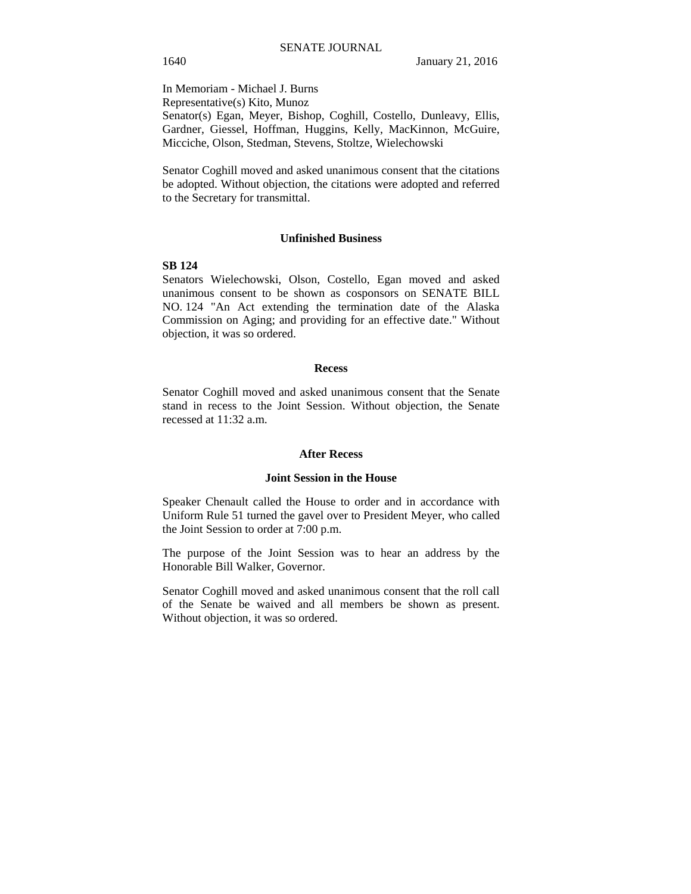In Memoriam - Michael J. Burns
Representative(s) Kito, Munoz
Senator(s) Egan, Meyer, Bishop, Coghill, Costello, Dunleavy, Ellis, Gardner, Giessel, Hoffman, Huggins, Kelly, MacKinnon, McGuire, Micciche, Olson, Stedman, Stevens, Stoltze, Wielechowski

Senator Coghill moved and asked unanimous consent that the citations be adopted. Without objection, the citations were adopted and referred to the Secretary for transmittal.

## Unfinished Business

**SB 124**

Senators Wielechowski, Olson, Costello, Egan moved and asked unanimous consent to be shown as cosponsors on SENATE BILL NO. 124 "An Act extending the termination date of the Alaska Commission on Aging; and providing for an effective date." Without objection, it was so ordered.

## Recess

Senator Coghill moved and asked unanimous consent that the Senate stand in recess to the Joint Session. Without objection, the Senate recessed at 11:32 a.m.

## After Recess

## Joint Session in the House

Speaker Chenault called the House to order and in accordance with Uniform Rule 51 turned the gavel over to President Meyer, who called the Joint Session to order at 7:00 p.m.

The purpose of the Joint Session was to hear an address by the Honorable Bill Walker, Governor.

Senator Coghill moved and asked unanimous consent that the roll call of the Senate be waived and all members be shown as present. Without objection, it was so ordered.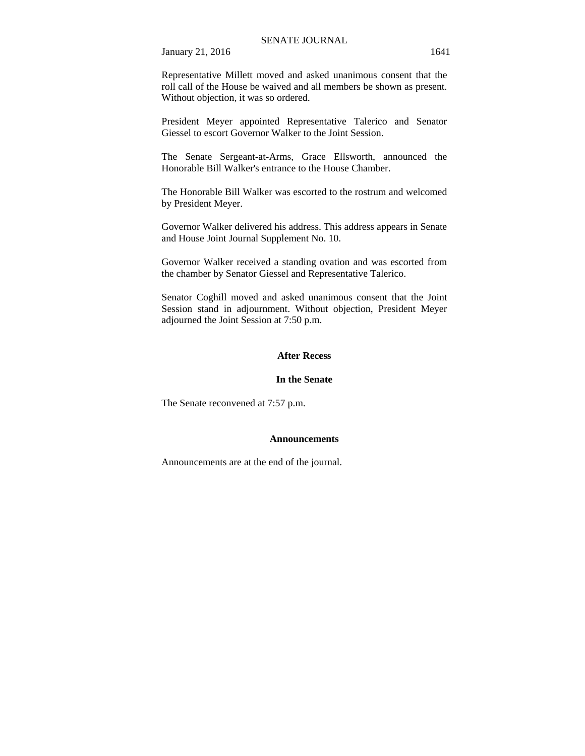Representative Millett moved and asked unanimous consent that the roll call of the House be waived and all members be shown as present. Without objection, it was so ordered.

President Meyer appointed Representative Talerico and Senator Giessel to escort Governor Walker to the Joint Session.

The Senate Sergeant-at-Arms, Grace Ellsworth, announced the Honorable Bill Walker's entrance to the House Chamber.

The Honorable Bill Walker was escorted to the rostrum and welcomed by President Meyer.

Governor Walker delivered his address. This address appears in Senate and House Joint Journal Supplement No. 10.

Governor Walker received a standing ovation and was escorted from the chamber by Senator Giessel and Representative Talerico.

Senator Coghill moved and asked unanimous consent that the Joint Session stand in adjournment. Without objection, President Meyer adjourned the Joint Session at 7:50 p.m.

**After Recess**

**In the Senate**

The Senate reconvened at 7:57 p.m.

**Announcements**

Announcements are at the end of the journal.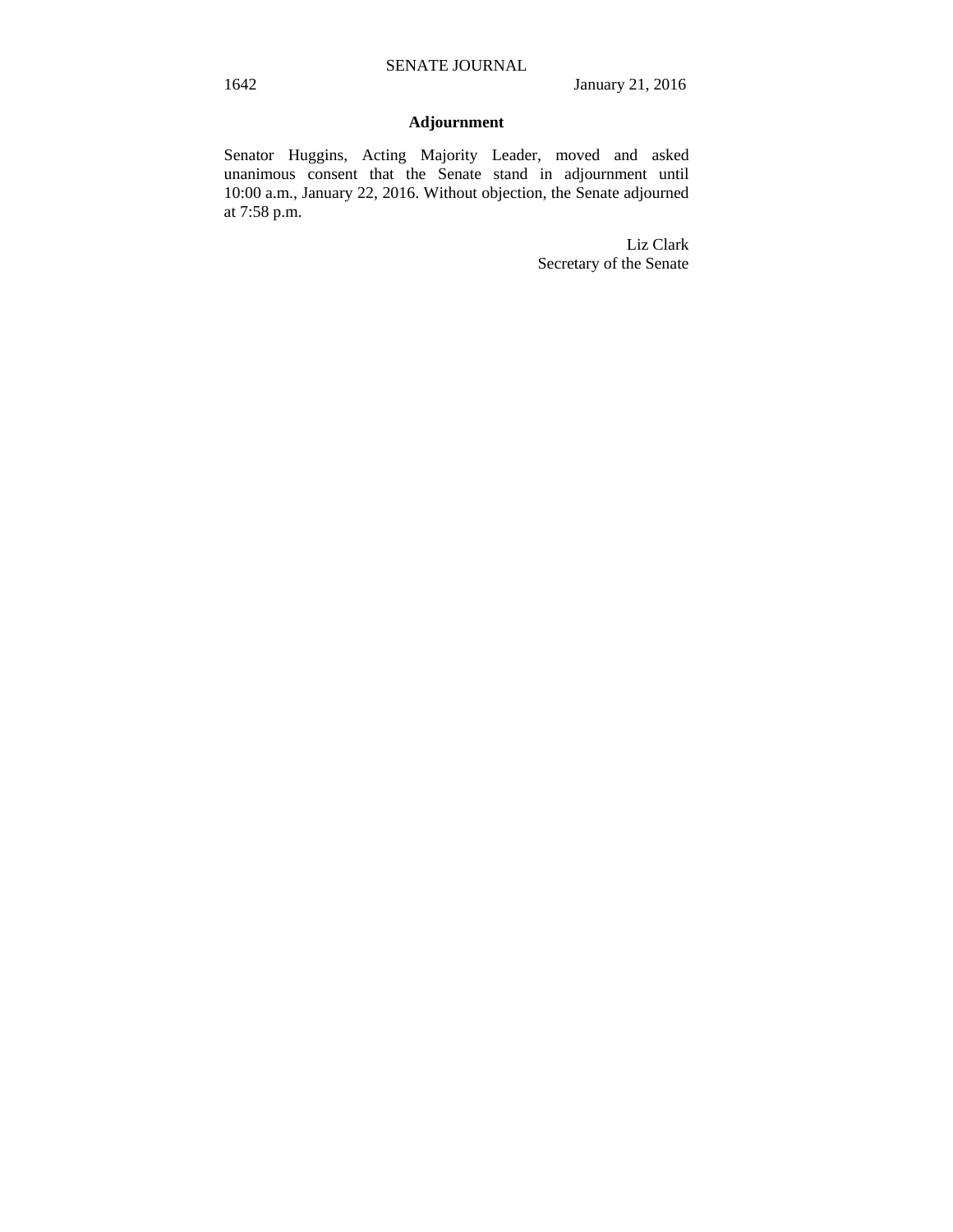## Adjournment

Senator Huggins, Acting Majority Leader, moved and asked unanimous consent that the Senate stand in adjournment until 10:00 a.m., January 22, 2016. Without objection, the Senate adjourned at 7:58 p.m.

Liz Clark
Secretary of the Senate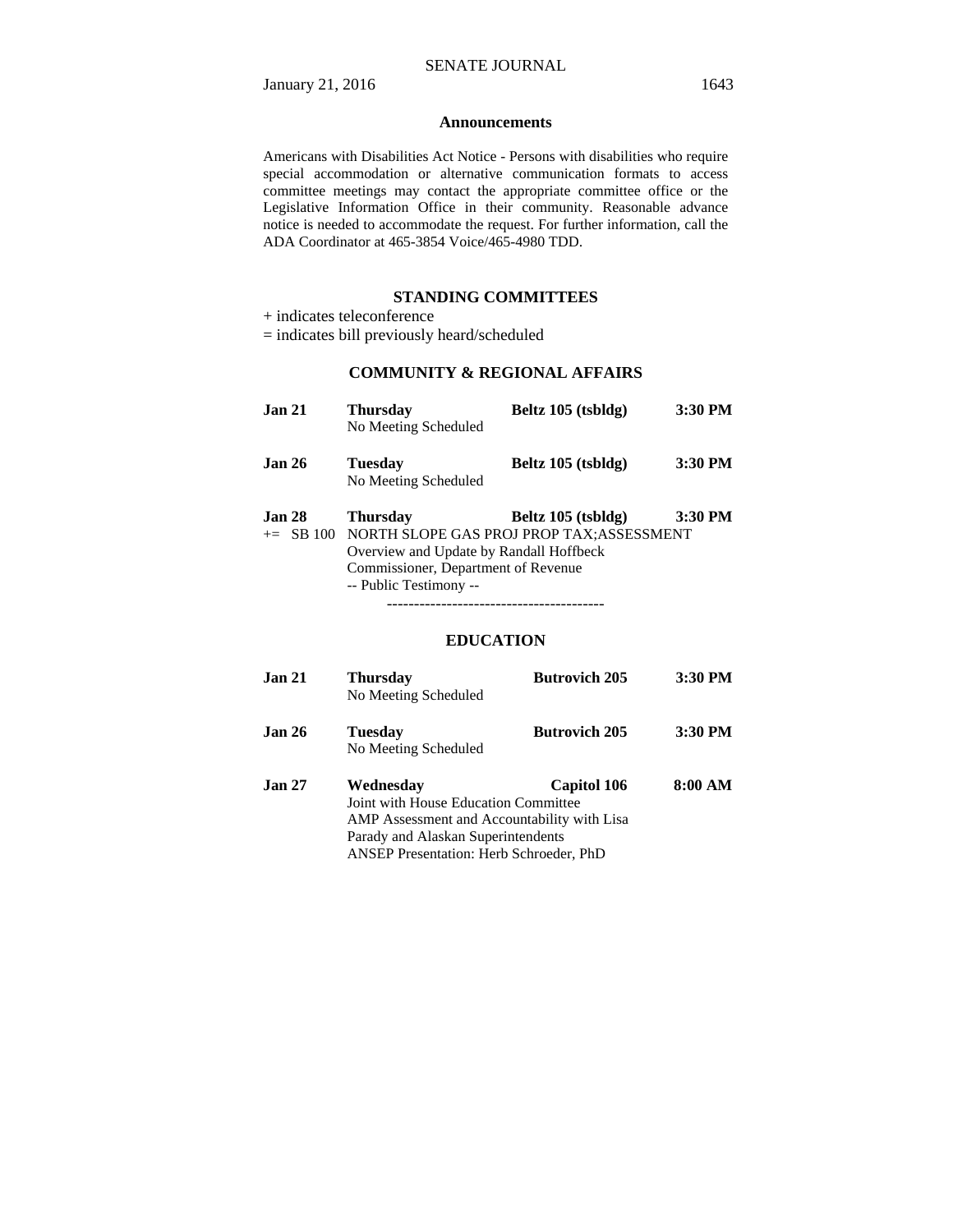## Announcements

Americans with Disabilities Act Notice - Persons with disabilities who require special accommodation or alternative communication formats to access committee meetings may contact the appropriate committee office or the Legislative Information Office in their community. Reasonable advance notice is needed to accommodate the request. For further information, call the ADA Coordinator at 465-3854 Voice/465-4980 TDD.

## STANDING COMMITTEES

+ indicates teleconference

= indicates bill previously heard/scheduled

### COMMUNITY & REGIONAL AFFAIRS

**Jan 21** **Thursday** **Beltz 105 (tsbldg)** **3:30 PM**
No Meeting Scheduled

**Jan 26** **Tuesday** **Beltz 105 (tsbldg)** **3:30 PM**
No Meeting Scheduled

**Jan 28** **Thursday** **Beltz 105 (tsbldg)** **3:30 PM**
+= SB 100 NORTH SLOPE GAS PROJ PROP TAX;ASSESSMENT
Overview and Update by Randall Hoffbeck
Commissioner, Department of Revenue
-- Public Testimony --

----------------------------------------

### EDUCATION

**Jan 21** **Thursday** **Butrovich 205** **3:30 PM**
No Meeting Scheduled

**Jan 26** **Tuesday** **Butrovich 205** **3:30 PM**
No Meeting Scheduled

**Jan 27** **Wednesday** **Capitol 106** **8:00 AM**
Joint with House Education Committee
AMP Assessment and Accountability with Lisa Parady and Alaskan Superintendents
ANSEP Presentation: Herb Schroeder, PhD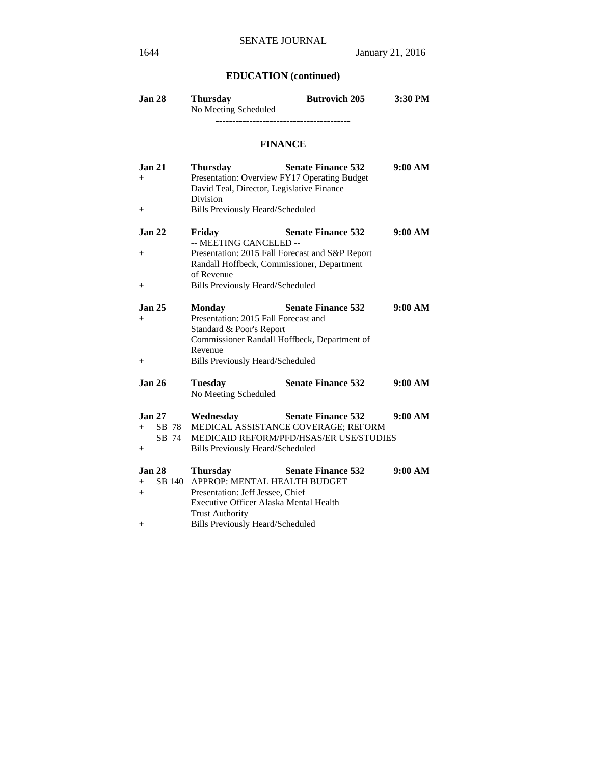## EDUCATION (continued)

**Jan 28** **Thursday** **Butrovich 205** **3:30 PM**
No Meeting Scheduled

----------------------------------------

## FINANCE

**Jan 21** **Thursday** **Senate Finance 532** **9:00 AM**
+ Presentation: Overview FY17 Operating Budget
David Teal, Director, Legislative Finance Division
+ Bills Previously Heard/Scheduled

**Jan 22** **Friday** **Senate Finance 532** **9:00 AM**
-- MEETING CANCELED --
+ Presentation: 2015 Fall Forecast and S&P Report
Randall Hoffbeck, Commissioner, Department of Revenue
+ Bills Previously Heard/Scheduled

**Jan 25** **Monday** **Senate Finance 532** **9:00 AM**
+ Presentation: 2015 Fall Forecast and Standard & Poor's Report
Commissioner Randall Hoffbeck, Department of Revenue
+ Bills Previously Heard/Scheduled

**Jan 26** **Tuesday** **Senate Finance 532** **9:00 AM**
No Meeting Scheduled

**Jan 27** **Wednesday** **Senate Finance 532** **9:00 AM**
+ SB 78 MEDICAL ASSISTANCE COVERAGE; REFORM
SB 74 MEDICAID REFORM/PFD/HSAS/ER USE/STUDIES
+ Bills Previously Heard/Scheduled

**Jan 28** **Thursday** **Senate Finance 532** **9:00 AM**
+ SB 140 APPROP: MENTAL HEALTH BUDGET
+ Presentation: Jeff Jessee, Chief Executive Officer Alaska Mental Health Trust Authority
+ Bills Previously Heard/Scheduled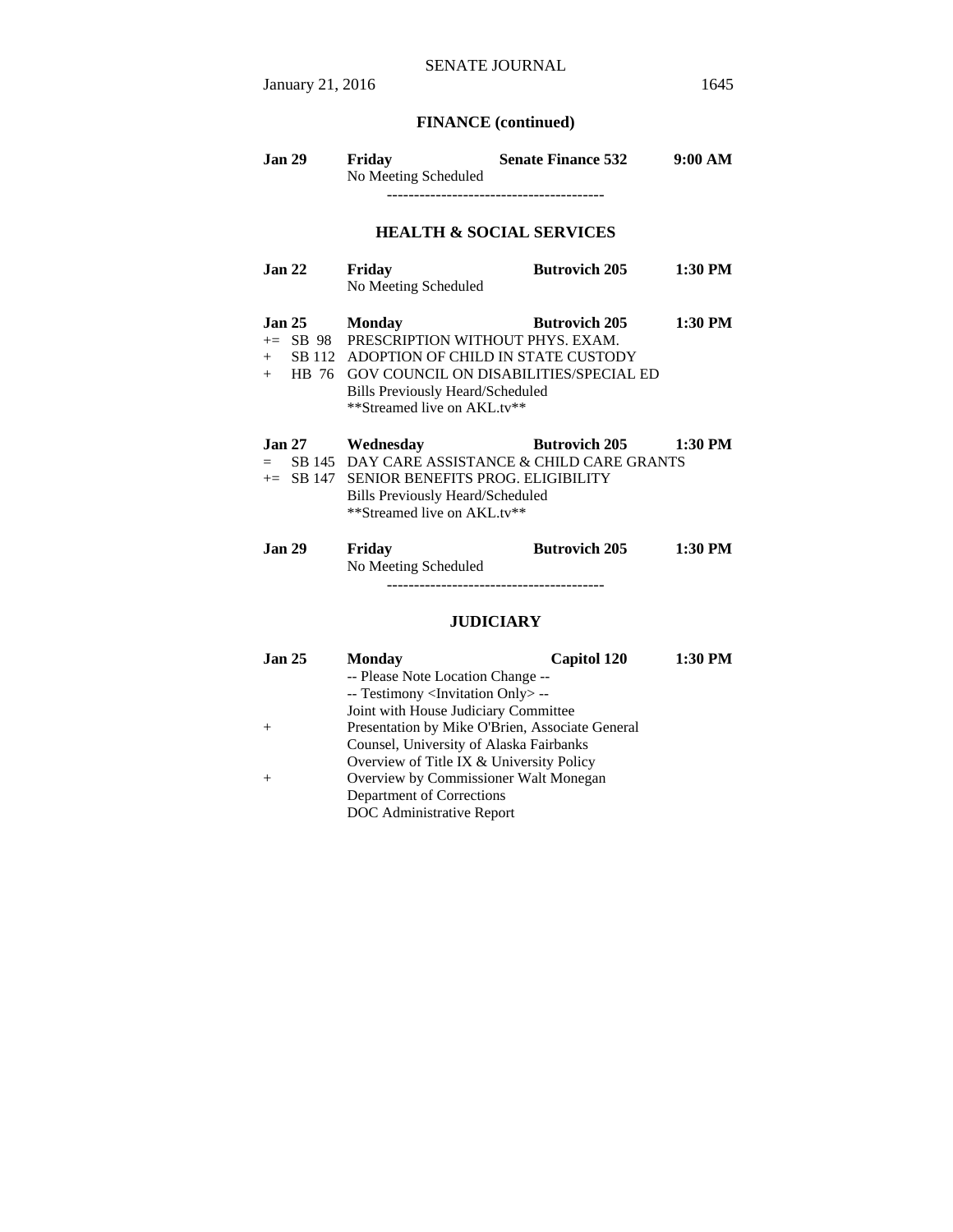## FINANCE (continued)

**Jan 29** **Friday** **Senate Finance 532** **9:00 AM**
No Meeting Scheduled

----------------------------------------

## HEALTH & SOCIAL SERVICES

**Jan 22** **Friday** **Butrovich 205** **1:30 PM**
No Meeting Scheduled

**Jan 25** **Monday** **Butrovich 205** **1:30 PM**
+= SB 98 PRESCRIPTION WITHOUT PHYS. EXAM.
+ SB 112 ADOPTION OF CHILD IN STATE CUSTODY
+ HB 76 GOV COUNCIL ON DISABILITIES/SPECIAL ED
Bills Previously Heard/Scheduled
**Streamed live on AKL.tv**

**Jan 27** **Wednesday** **Butrovich 205** **1:30 PM**
= SB 145 DAY CARE ASSISTANCE & CHILD CARE GRANTS
+= SB 147 SENIOR BENEFITS PROG. ELIGIBILITY
Bills Previously Heard/Scheduled
**Streamed live on AKL.tv**

**Jan 29** **Friday** **Butrovich 205** **1:30 PM**
No Meeting Scheduled

----------------------------------------

## JUDICIARY

**Jan 25** **Monday** **Capitol 120** **1:30 PM**
-- Please Note Location Change --
-- Testimony <Invitation Only> --
Joint with House Judiciary Committee
+ Presentation by Mike O'Brien, Associate General Counsel, University of Alaska Fairbanks
Overview of Title IX & University Policy
+ Overview by Commissioner Walt Monegan
Department of Corrections
DOC Administrative Report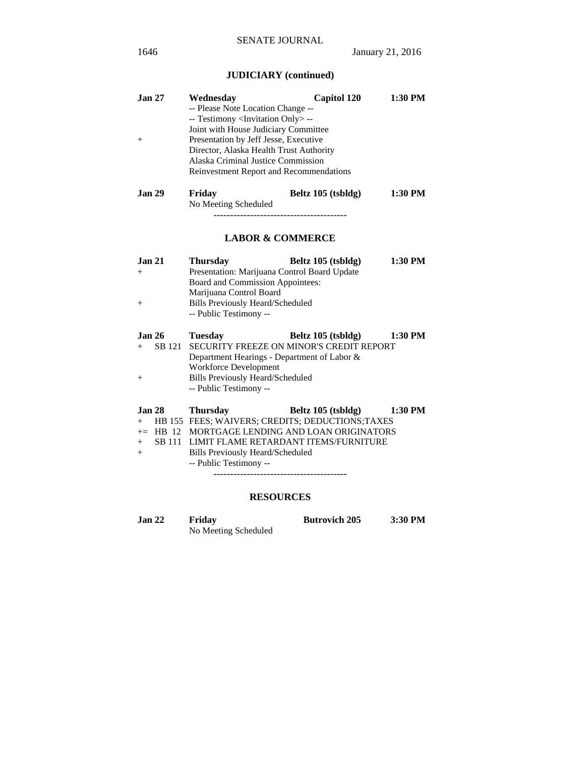## JUDICIARY (continued)

| | | | |
|---|---|---|---|
| **Jan 27** | **Wednesday** | **Capitol 120** | **1:30 PM** |
| | -- Please Note Location Change -- | | |
| | -- Testimony <Invitation Only> -- | | |
| | Joint with House Judiciary Committee | | |
| + | Presentation by Jeff Jesse, Executive Director, Alaska Health Trust Authority | | |
| | Alaska Criminal Justice Commission Reinvestment Report and Recommendations | | |
| **Jan 29** | **Friday** | **Beltz 105 (tsbldg)** | **1:30 PM** |
| | No Meeting Scheduled | | |

----------------------------------------

## LABOR & COMMERCE

| | | | |
|---|---|---|---|
| **Jan 21** | **Thursday** | **Beltz 105 (tsbldg)** | **1:30 PM** |
| + | Presentation: Marijuana Control Board Update | | |
| | Board and Commission Appointees: Marijuana Control Board | | |
| + | Bills Previously Heard/Scheduled | | |
| | -- Public Testimony -- | | |
| **Jan 26** | **Tuesday** | **Beltz 105 (tsbldg)** | **1:30 PM** |
| + SB 121 | SECURITY FREEZE ON MINOR'S CREDIT REPORT | | |
| | Department Hearings - Department of Labor & Workforce Development | | |
| + | Bills Previously Heard/Scheduled | | |
| | -- Public Testimony -- | | |
| **Jan 28** | **Thursday** | **Beltz 105 (tsbldg)** | **1:30 PM** |
| + HB 155 | FEES; WAIVERS; CREDITS; DEDUCTIONS;TAXES | | |
| += HB 12 | MORTGAGE LENDING AND LOAN ORIGINATORS | | |
| + SB 111 | LIMIT FLAME RETARDANT ITEMS/FURNITURE | | |
| + | Bills Previously Heard/Scheduled | | |
| | -- Public Testimony -- | | |

----------------------------------------

## RESOURCES

| | | | |
|---|---|---|---|
| **Jan 22** | **Friday** | **Butrovich 205** | **3:30 PM** |
| | No Meeting Scheduled | | |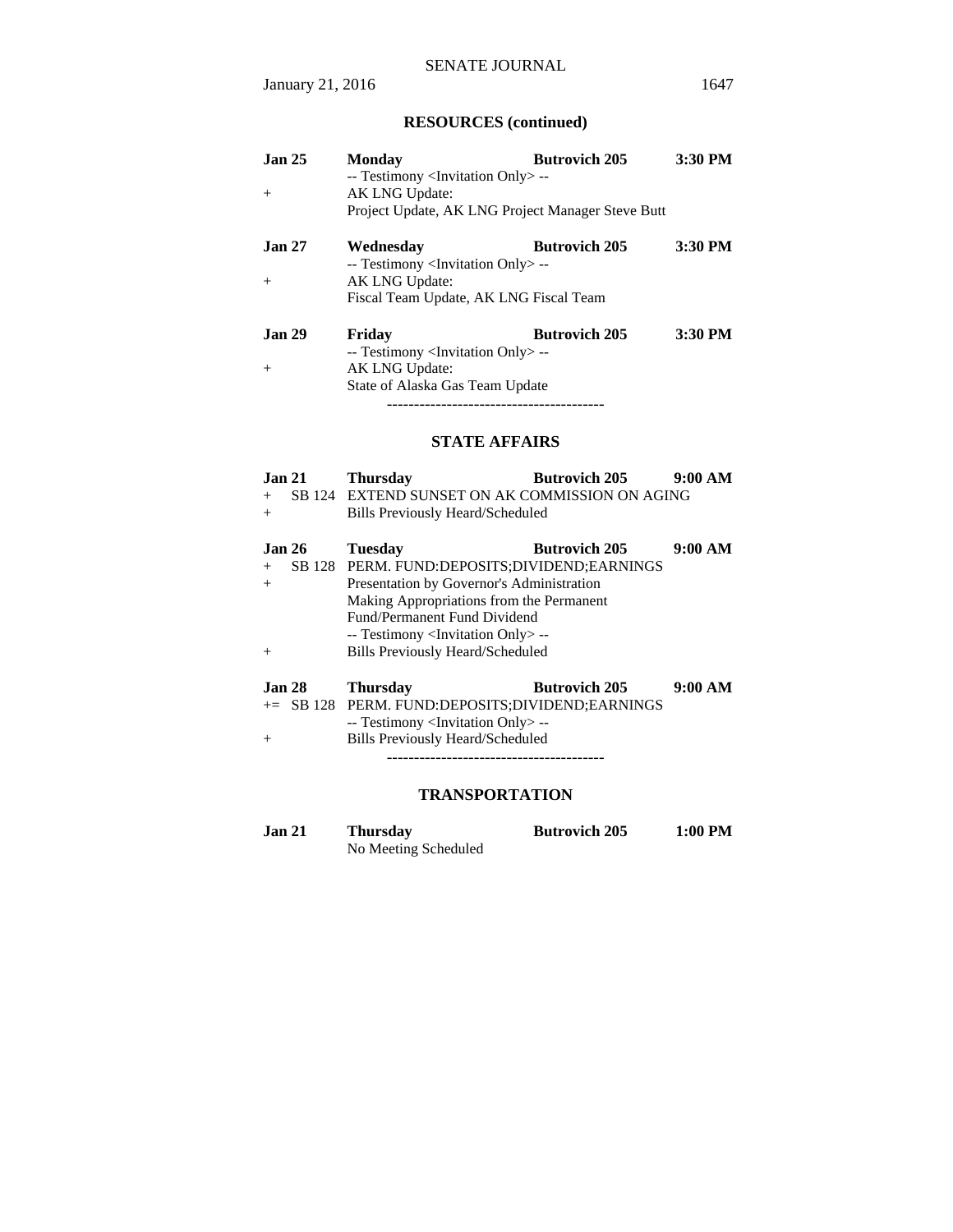## RESOURCES (continued)

**Jan 25** **Monday** **Butrovich 205** **3:30 PM**
-- Testimony <Invitation Only> --
+ AK LNG Update:
Project Update, AK LNG Project Manager Steve Butt

**Jan 27** **Wednesday** **Butrovich 205** **3:30 PM**
-- Testimony <Invitation Only> --
+ AK LNG Update:
Fiscal Team Update, AK LNG Fiscal Team

**Jan 29** **Friday** **Butrovich 205** **3:30 PM**
-- Testimony <Invitation Only> --
+ AK LNG Update:
State of Alaska Gas Team Update

----------------------------------------

## STATE AFFAIRS

**Jan 21** **Thursday** **Butrovich 205** **9:00 AM**
+ SB 124 EXTEND SUNSET ON AK COMMISSION ON AGING
+ Bills Previously Heard/Scheduled

**Jan 26** **Tuesday** **Butrovich 205** **9:00 AM**
+ SB 128 PERM. FUND:DEPOSITS;DIVIDEND;EARNINGS
+ Presentation by Governor's Administration
Making Appropriations from the Permanent Fund/Permanent Fund Dividend
-- Testimony <Invitation Only> --
+ Bills Previously Heard/Scheduled

**Jan 28** **Thursday** **Butrovich 205** **9:00 AM**
+= SB 128 PERM. FUND:DEPOSITS;DIVIDEND;EARNINGS
-- Testimony <Invitation Only> --
+ Bills Previously Heard/Scheduled

----------------------------------------

## TRANSPORTATION

**Jan 21** **Thursday** **Butrovich 205** **1:00 PM**
No Meeting Scheduled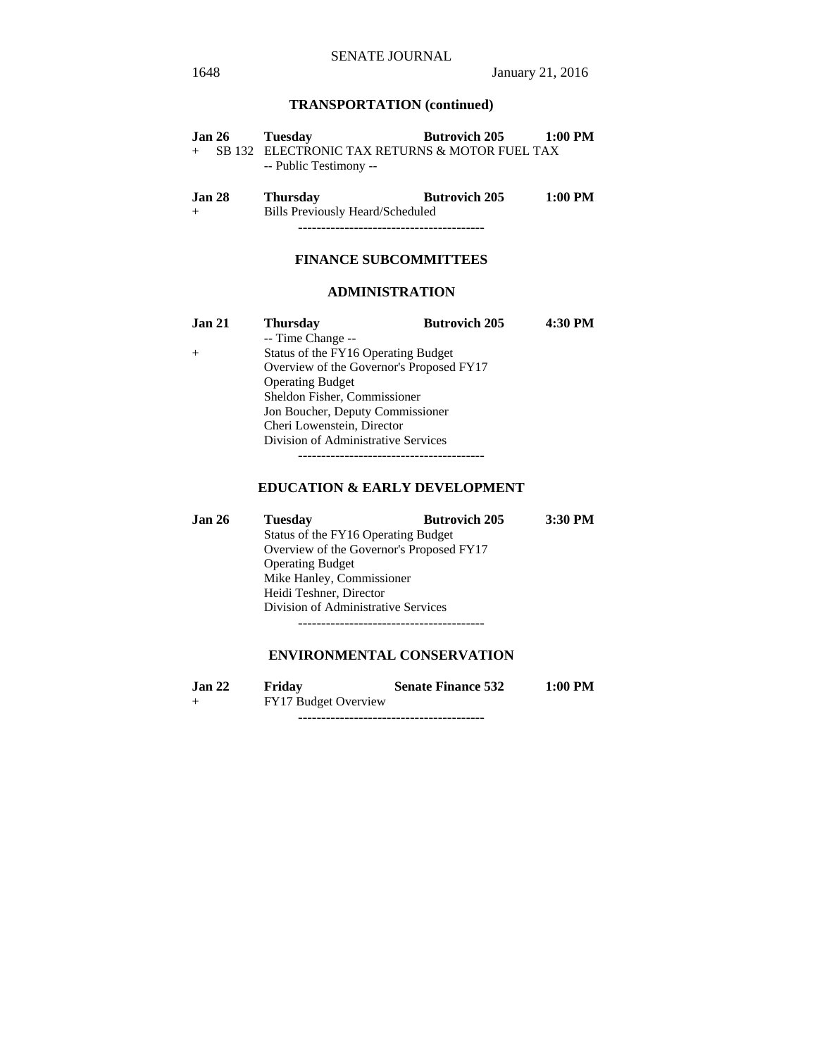## TRANSPORTATION (continued)

**Jan 26** **Tuesday** **Butrovich 205** **1:00 PM**
+ SB 132 ELECTRONIC TAX RETURNS & MOTOR FUEL TAX
-- Public Testimony --

**Jan 28** **Thursday** **Butrovich 205** **1:00 PM**
+ Bills Previously Heard/Scheduled

----------------------------------------

## FINANCE SUBCOMMITTEES

### ADMINISTRATION

**Jan 21** **Thursday** **Butrovich 205** **4:30 PM**
-- Time Change --
+ Status of the FY16 Operating Budget
Overview of the Governor's Proposed FY17
Operating Budget
Sheldon Fisher, Commissioner
Jon Boucher, Deputy Commissioner
Cheri Lowenstein, Director
Division of Administrative Services

----------------------------------------

### EDUCATION & EARLY DEVELOPMENT

**Jan 26** **Tuesday** **Butrovich 205** **3:30 PM**
Status of the FY16 Operating Budget
Overview of the Governor's Proposed FY17
Operating Budget
Mike Hanley, Commissioner
Heidi Teshner, Director
Division of Administrative Services

----------------------------------------

### ENVIRONMENTAL CONSERVATION

**Jan 22** **Friday** **Senate Finance 532** **1:00 PM**
+ FY17 Budget Overview

----------------------------------------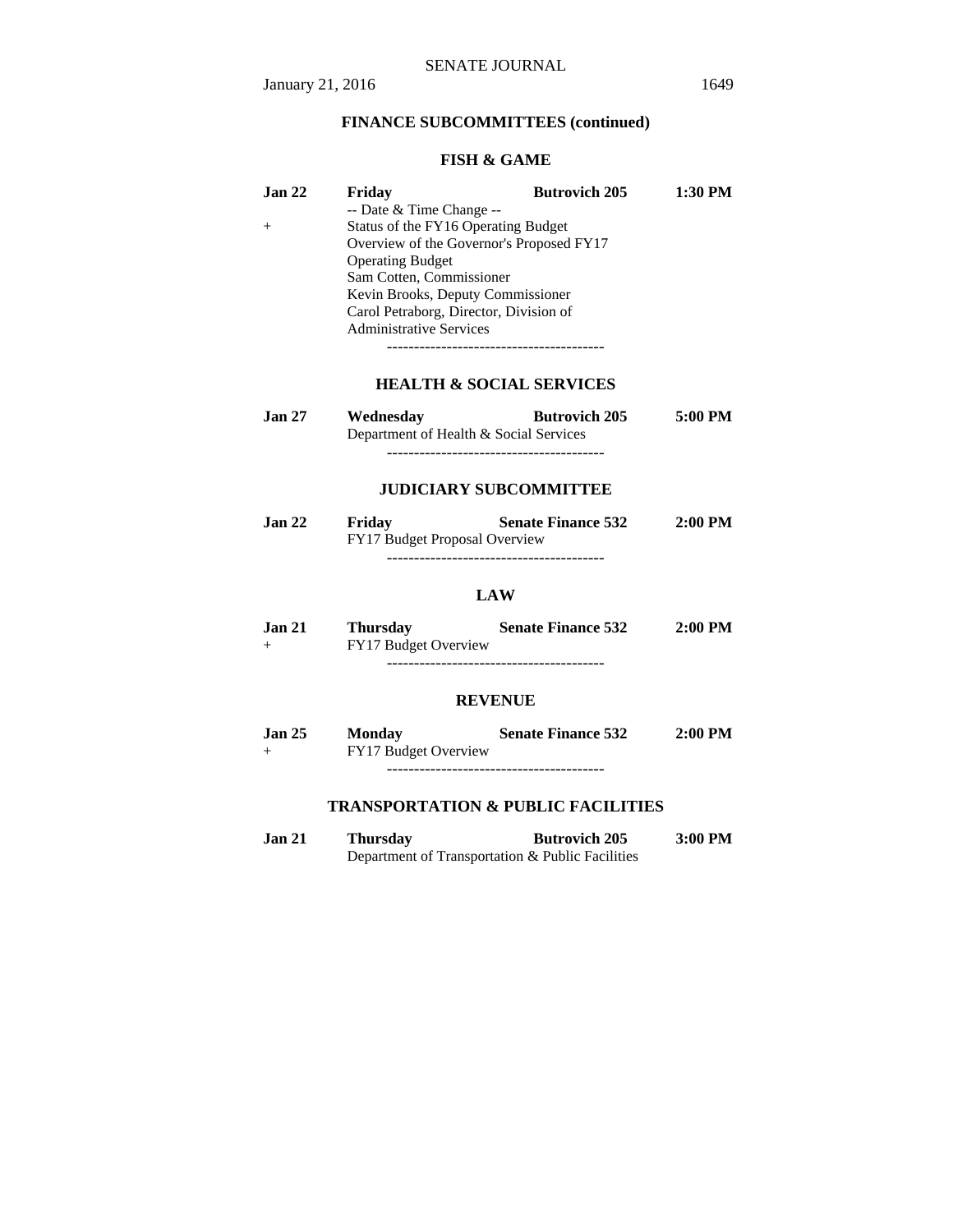## FINANCE SUBCOMMITTEES (continued)

### FISH & GAME

| | | | |
|---|---|---|---|
| **Jan 22** | **Friday** | **Butrovich 205** | **1:30 PM** |
| | -- Date & Time Change -- | | |
| + | Status of the FY16 Operating Budget | | |
| | Overview of the Governor's Proposed FY17 Operating Budget | | |
| | Sam Cotten, Commissioner | | |
| | Kevin Brooks, Deputy Commissioner | | |
| | Carol Petraborg, Director, Division of Administrative Services | | |

----------------------------------------

### HEALTH & SOCIAL SERVICES

| | | | |
|---|---|---|---|
| **Jan 27** | **Wednesday** | **Butrovich 205** | **5:00 PM** |
| | Department of Health & Social Services | | |

----------------------------------------

### JUDICIARY SUBCOMMITTEE

| | | | |
|---|---|---|---|
| **Jan 22** | **Friday** | **Senate Finance 532** | **2:00 PM** |
| | FY17 Budget Proposal Overview | | |

----------------------------------------

### LAW

| | | | |
|---|---|---|---|
| **Jan 21** | **Thursday** | **Senate Finance 532** | **2:00 PM** |
| + | FY17 Budget Overview | | |

----------------------------------------

### REVENUE

| | | | |
|---|---|---|---|
| **Jan 25** | **Monday** | **Senate Finance 532** | **2:00 PM** |
| + | FY17 Budget Overview | | |

----------------------------------------

### TRANSPORTATION & PUBLIC FACILITIES

| | | | |
|---|---|---|---|
| **Jan 21** | **Thursday** | **Butrovich 205** | **3:00 PM** |
| | Department of Transportation & Public Facilities | | |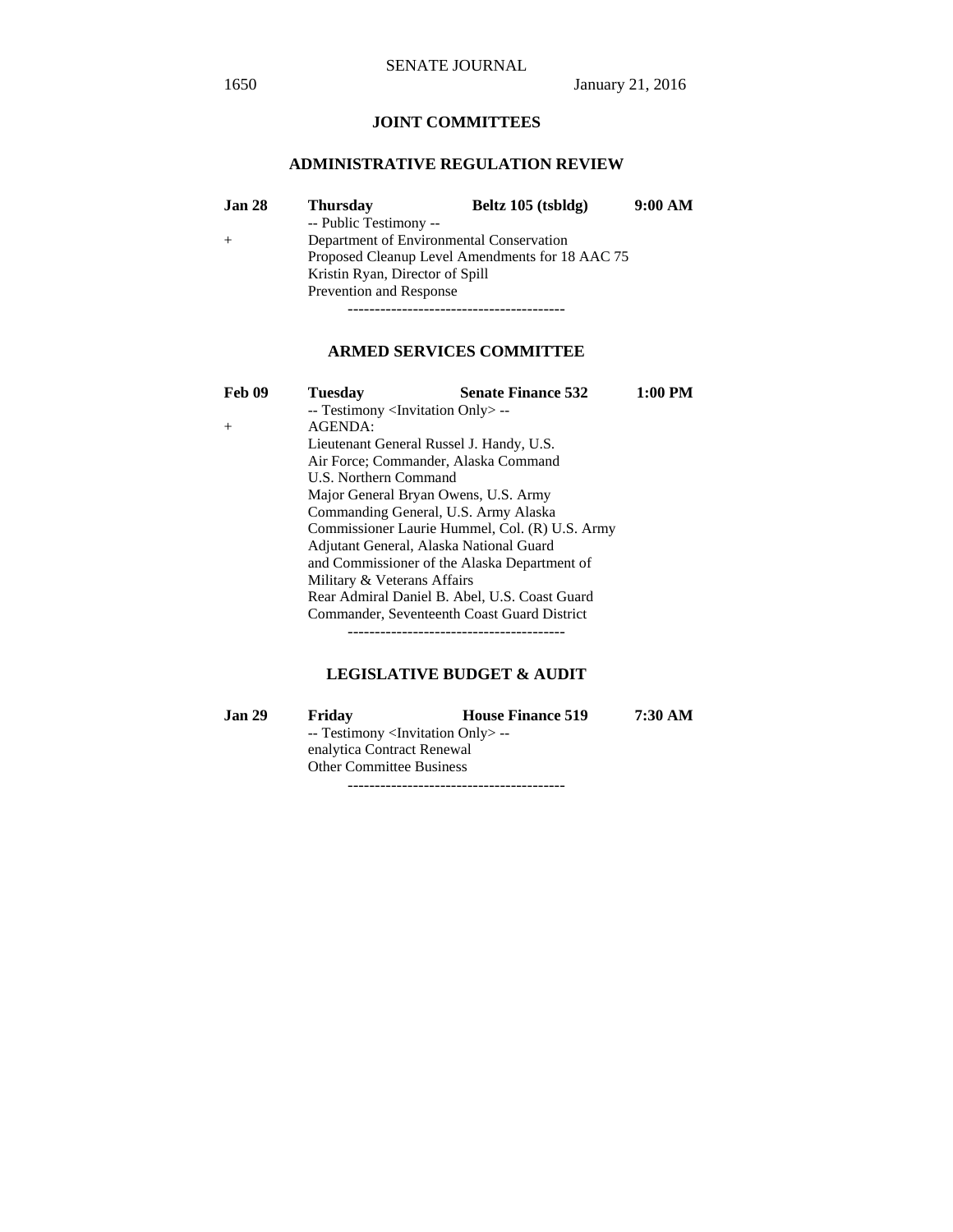## JOINT COMMITTEES

### ADMINISTRATIVE REGULATION REVIEW

| | | | |
|---|---|---|---|
| **Jan 28** | **Thursday** | **Beltz 105 (tsbldg)** | **9:00 AM** |

-- Public Testimony --

\+ Department of Environmental Conservation
Proposed Cleanup Level Amendments for 18 AAC 75
Kristin Ryan, Director of Spill
Prevention and Response

----------------------------------------

### ARMED SERVICES COMMITTEE

| | | | |
|---|---|---|---|
| **Feb 09** | **Tuesday** | **Senate Finance 532** | **1:00 PM** |

-- Testimony <Invitation Only> --

\+ AGENDA:
Lieutenant General Russel J. Handy, U.S.
Air Force; Commander, Alaska Command
U.S. Northern Command
Major General Bryan Owens, U.S. Army
Commanding General, U.S. Army Alaska
Commissioner Laurie Hummel, Col. (R) U.S. Army
Adjutant General, Alaska National Guard
and Commissioner of the Alaska Department of
Military & Veterans Affairs
Rear Admiral Daniel B. Abel, U.S. Coast Guard
Commander, Seventeenth Coast Guard District

----------------------------------------

### LEGISLATIVE BUDGET & AUDIT

| | | | |
|---|---|---|---|
| **Jan 29** | **Friday** | **House Finance 519** | **7:30 AM** |

-- Testimony <Invitation Only> --
enalytica Contract Renewal
Other Committee Business

----------------------------------------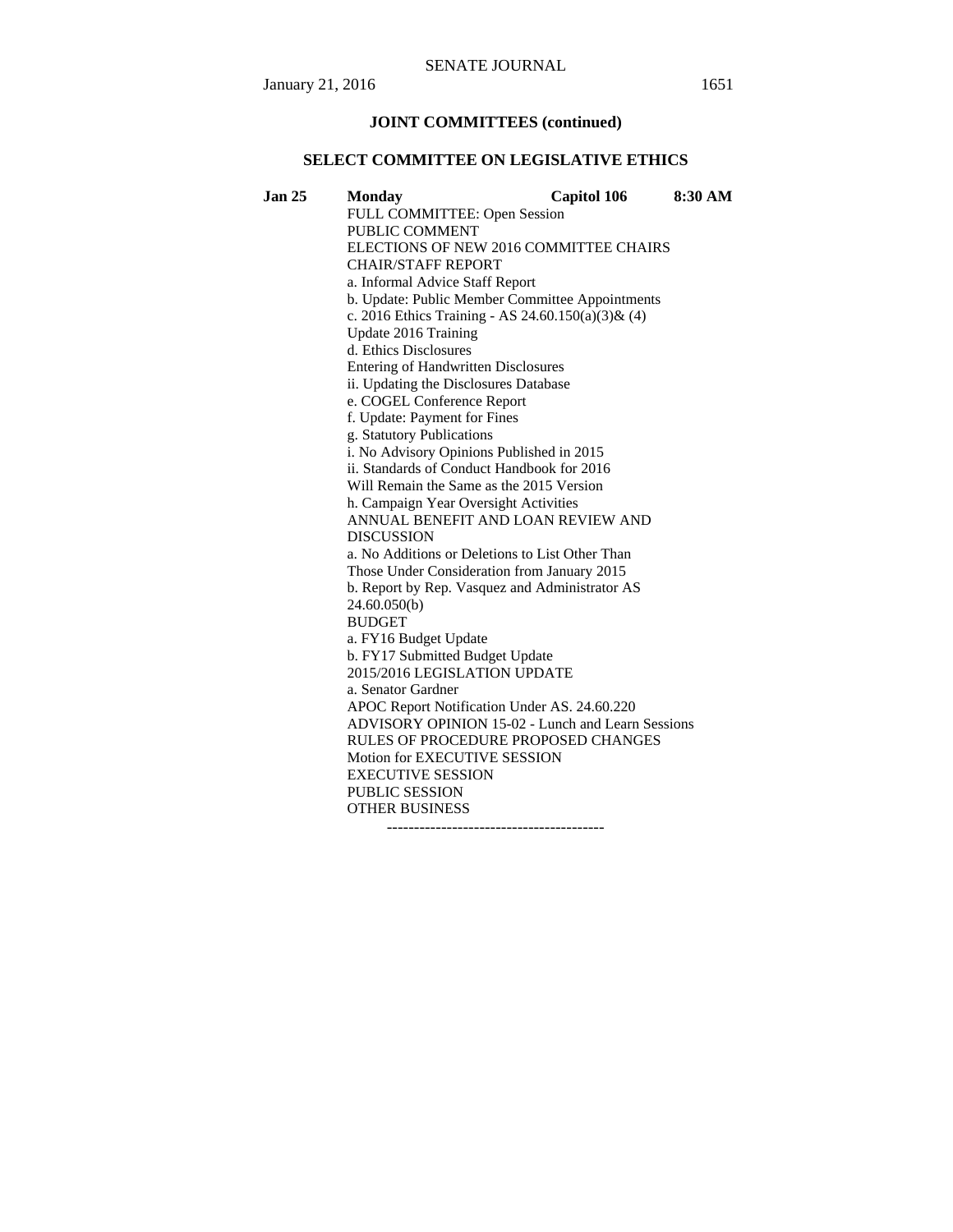## JOINT COMMITTEES (continued)

### SELECT COMMITTEE ON LEGISLATIVE ETHICS

**Jan 25** **Monday** **Capitol 106** **8:30 AM**

FULL COMMITTEE: Open Session
PUBLIC COMMENT
ELECTIONS OF NEW 2016 COMMITTEE CHAIRS
CHAIR/STAFF REPORT
a. Informal Advice Staff Report
b. Update: Public Member Committee Appointments
c. 2016 Ethics Training - AS 24.60.150(a)(3)& (4)
Update 2016 Training
d. Ethics Disclosures
Entering of Handwritten Disclosures
ii. Updating the Disclosures Database
e. COGEL Conference Report
f. Update: Payment for Fines
g. Statutory Publications
i. No Advisory Opinions Published in 2015
ii. Standards of Conduct Handbook for 2016
Will Remain the Same as the 2015 Version
h. Campaign Year Oversight Activities
ANNUAL BENEFIT AND LOAN REVIEW AND DISCUSSION
a. No Additions or Deletions to List Other Than
Those Under Consideration from January 2015
b. Report by Rep. Vasquez and Administrator AS 24.60.050(b)
BUDGET
a. FY16 Budget Update
b. FY17 Submitted Budget Update
2015/2016 LEGISLATION UPDATE
a. Senator Gardner
APOC Report Notification Under AS. 24.60.220
ADVISORY OPINION 15-02 - Lunch and Learn Sessions
RULES OF PROCEDURE PROPOSED CHANGES
Motion for EXECUTIVE SESSION
EXECUTIVE SESSION
PUBLIC SESSION
OTHER BUSINESS

----------------------------------------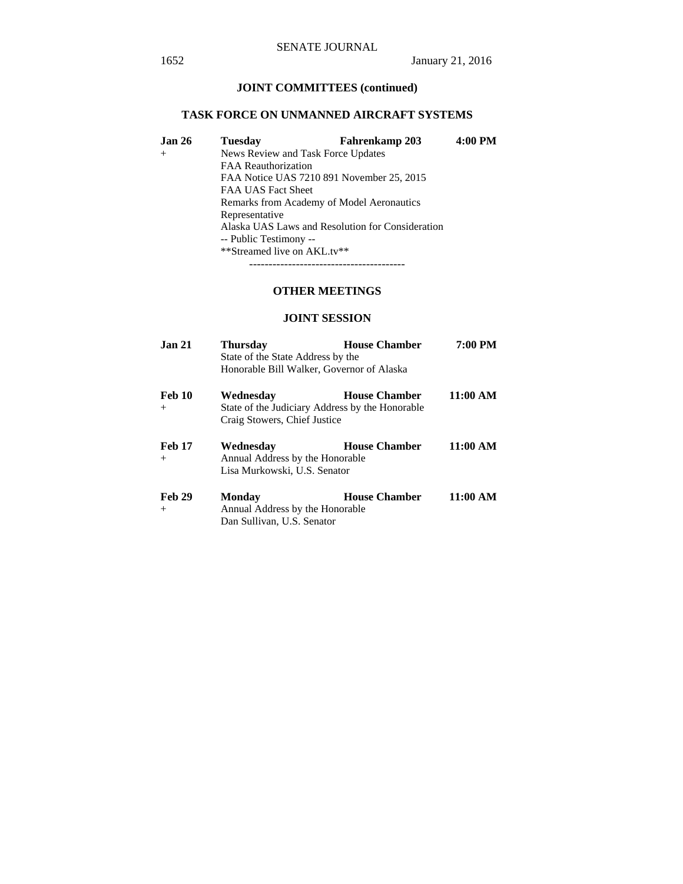## JOINT COMMITTEES (continued)

### TASK FORCE ON UNMANNED AIRCRAFT SYSTEMS

| | | | |
|---|---|---|---|
| **Jan 26** | **Tuesday** | **Fahrenkamp 203** | **4:00 PM** |
| + | News Review and Task Force Updates<br>FAA Reauthorization<br>FAA Notice UAS 7210 891 November 25, 2015<br>FAA UAS Fact Sheet<br>Remarks from Academy of Model Aeronautics Representative<br>Alaska UAS Laws and Resolution for Consideration<br>-- Public Testimony --<br>**Streamed live on AKL.tv** | | |

----------------------------------------

## OTHER MEETINGS

### JOINT SESSION

| | | | |
|---|---|---|---|
| **Jan 21** | **Thursday** | **House Chamber** | **7:00 PM** |
| | State of the State Address by the Honorable Bill Walker, Governor of Alaska | | |
| **Feb 10** | **Wednesday** | **House Chamber** | **11:00 AM** |
| + | State of the Judiciary Address by the Honorable Craig Stowers, Chief Justice | | |
| **Feb 17** | **Wednesday** | **House Chamber** | **11:00 AM** |
| + | Annual Address by the Honorable Lisa Murkowski, U.S. Senator | | |
| **Feb 29** | **Monday** | **House Chamber** | **11:00 AM** |
| + | Annual Address by the Honorable Dan Sullivan, U.S. Senator | | |